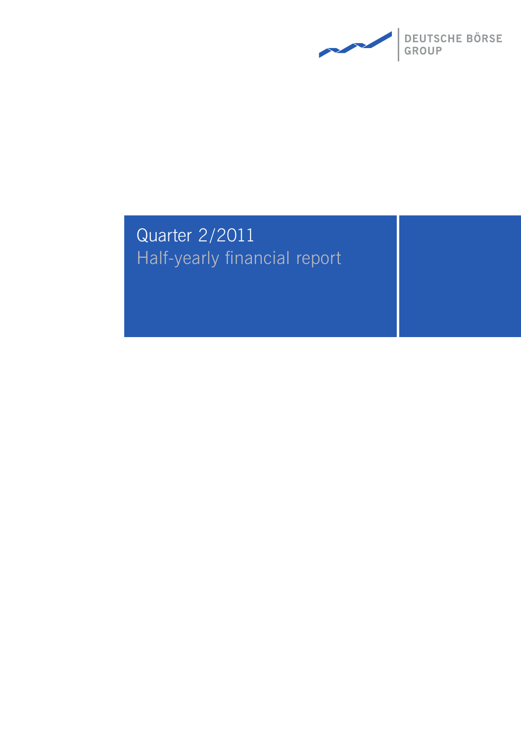DEUTSCHE BÖRSE GROUP

# Quarter 2/2011

## Half-yearly financial report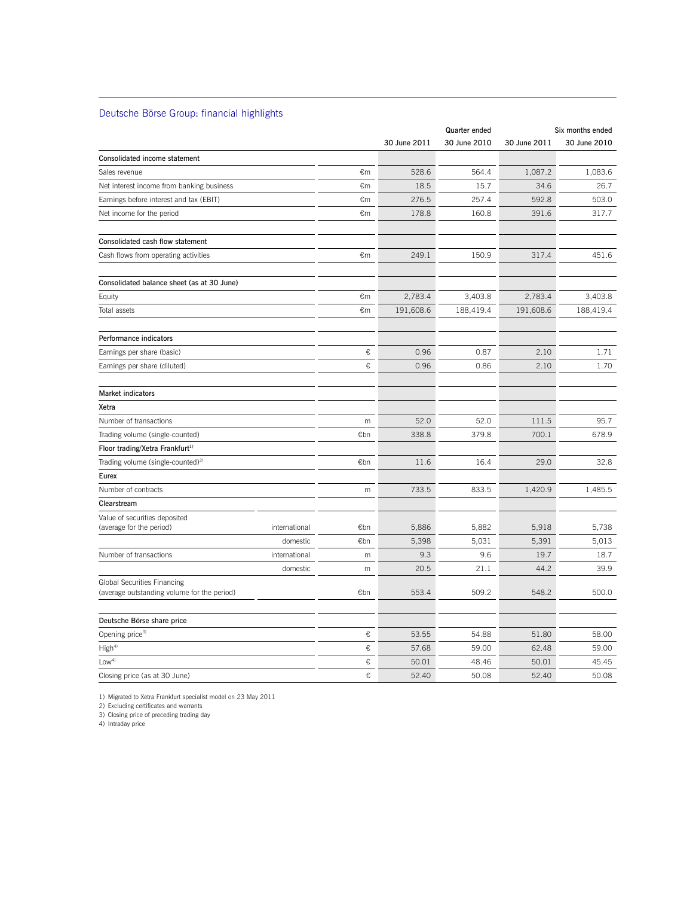## Deutsche Börse Group: financial highlights

| | | | Quarter ended | | Six months ended | |
|---|---|---|---|---|---|---|
| | | | 30 June 2011 | 30 June 2010 | 30 June 2011 | 30 June 2010 |
| **Consolidated income statement** | | | | | | |
| Sales revenue | | €m | 528.6 | 564.4 | 1,087.2 | 1,083.6 |
| Net interest income from banking business | | €m | 18.5 | 15.7 | 34.6 | 26.7 |
| Earnings before interest and tax (EBIT) | | €m | 276.5 | 257.4 | 592.8 | 503.0 |
| Net income for the period | | €m | 178.8 | 160.8 | 391.6 | 317.7 |
| **Consolidated cash flow statement** | | | | | | |
| Cash flows from operating activities | | €m | 249.1 | 150.9 | 317.4 | 451.6 |
| **Consolidated balance sheet (as at 30 June)** | | | | | | |
| Equity | | €m | 2,783.4 | 3,403.8 | 2,783.4 | 3,403.8 |
| Total assets | | €m | 191,608.6 | 188,419.4 | 191,608.6 | 188,419.4 |
| **Performance indicators** | | | | | | |
| Earnings per share (basic) | | € | 0.96 | 0.87 | 2.10 | 1.71 |
| Earnings per share (diluted) | | € | 0.96 | 0.86 | 2.10 | 1.70 |
| **Market indicators** | | | | | | |
| **Xetra** | | | | | | |
| Number of transactions | | m | 52.0 | 52.0 | 111.5 | 95.7 |
| Trading volume (single-counted) | | €bn | 338.8 | 379.8 | 700.1 | 678.9 |
| **Floor trading/Xetra Frankfurt**[1] | | | | | | |
| Trading volume (single-counted)[2] | | €bn | 11.6 | 16.4 | 29.0 | 32.8 |
| **Eurex** | | | | | | |
| Number of contracts | | m | 733.5 | 833.5 | 1,420.9 | 1,485.5 |
| **Clearstream** | | | | | | |
| Value of securities deposited (average for the period) | international | €bn | 5,886 | 5,882 | 5,918 | 5,738 |
| | domestic | €bn | 5,398 | 5,031 | 5,391 | 5,013 |
| Number of transactions | international | m | 9.3 | 9.6 | 19.7 | 18.7 |
| | domestic | m | 20.5 | 21.1 | 44.2 | 39.9 |
| Global Securities Financing (average outstanding volume for the period) | | €bn | 553.4 | 509.2 | 548.2 | 500.0 |
| **Deutsche Börse share price** | | | | | | |
| Opening price[3] | | € | 53.55 | 54.88 | 51.80 | 58.00 |
| High[4] | | € | 57.68 | 59.00 | 62.48 | 59.00 |
| Low[4] | | € | 50.01 | 48.46 | 50.01 | 45.45 |
| Closing price (as at 30 June) | | € | 52.40 | 50.08 | 52.40 | 50.08 |

1) Migrated to Xetra Frankfurt specialist model on 23 May 2011
2) Excluding certificates and warrants
3) Closing price of preceding trading day
4) Intraday price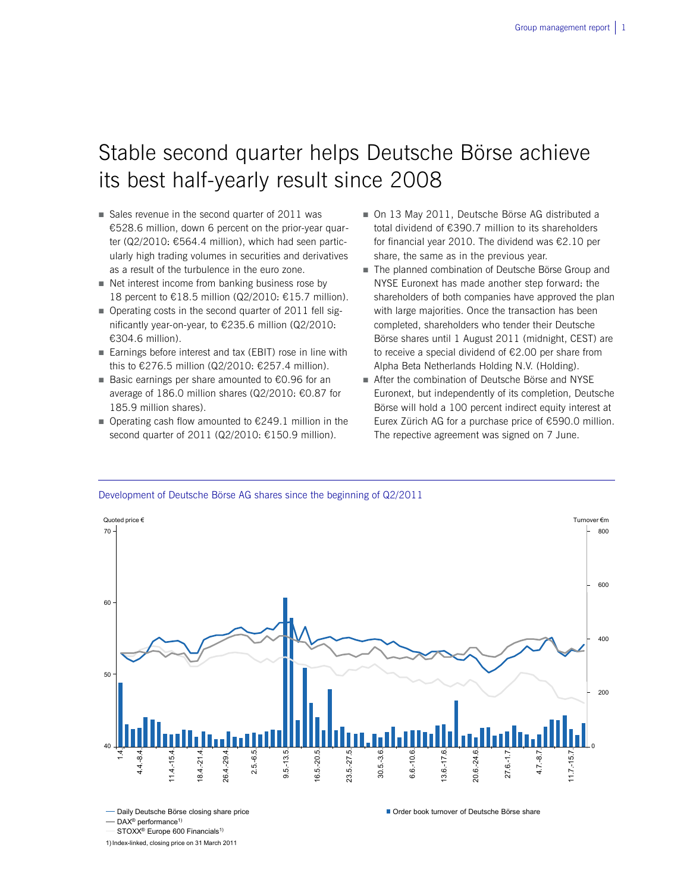# Stable second quarter helps Deutsche Börse achieve its best half-yearly result since 2008

- Sales revenue in the second quarter of 2011 was €528.6 million, down 6 percent on the prior-year quarter (Q2/2010: €564.4 million), which had seen particularly high trading volumes in securities and derivatives as a result of the turbulence in the euro zone.
- Net interest income from banking business rose by 18 percent to €18.5 million (Q2/2010: €15.7 million).
- Operating costs in the second quarter of 2011 fell significantly year-on-year, to €235.6 million (Q2/2010: €304.6 million).
- Earnings before interest and tax (EBIT) rose in line with this to €276.5 million (Q2/2010: €257.4 million).
- Basic earnings per share amounted to €0.96 for an average of 186.0 million shares (Q2/2010: €0.87 for 185.9 million shares).
- Operating cash flow amounted to €249.1 million in the second quarter of 2011 (Q2/2010: €150.9 million).
- On 13 May 2011, Deutsche Börse AG distributed a total dividend of €390.7 million to its shareholders for financial year 2010. The dividend was €2.10 per share, the same as in the previous year.
- The planned combination of Deutsche Börse Group and NYSE Euronext has made another step forward: the shareholders of both companies have approved the plan with large majorities. Once the transaction has been completed, shareholders who tender their Deutsche Börse shares until 1 August 2011 (midnight, CEST) are to receive a special dividend of €2.00 per share from Alpha Beta Netherlands Holding N.V. (Holding).
- After the combination of Deutsche Börse and NYSE Euronext, but independently of its completion, Deutsche Börse will hold a 100 percent indirect equity interest at Eurex Zürich AG for a purchase price of €590.0 million. The repective agreement was signed on 7 June.

Development of Deutsche Börse AG shares since the beginning of Q2/2011

Quoted price € | Turnover €m

— Daily Deutsche Börse closing share price
— DAX® performance[1]
STOXX® Europe 600 Financials[1]
■ Order book turnover of Deutsche Börse share

1) Index-linked, closing price on 31 March 2011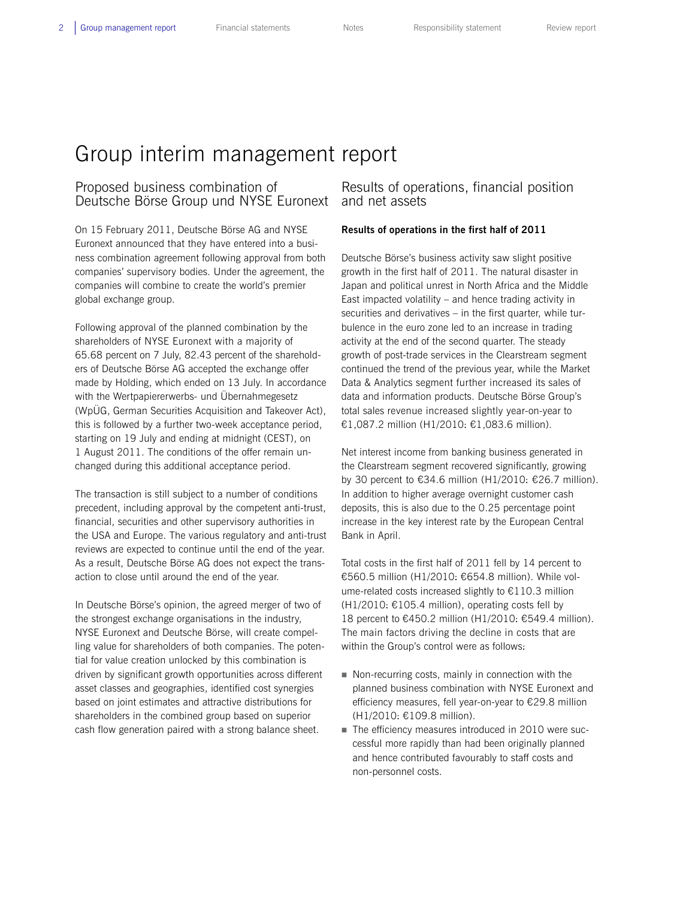# Group interim management report

## Proposed business combination of Deutsche Börse Group und NYSE Euronext

On 15 February 2011, Deutsche Börse AG and NYSE Euronext announced that they have entered into a business combination agreement following approval from both companies' supervisory bodies. Under the agreement, the companies will combine to create the world's premier global exchange group.

Following approval of the planned combination by the shareholders of NYSE Euronext with a majority of 65.68 percent on 7 July, 82.43 percent of the shareholders of Deutsche Börse AG accepted the exchange offer made by Holding, which ended on 13 July. In accordance with the Wertpapiererwerbs- und Übernahmegesetz (WpÜG, German Securities Acquisition and Takeover Act), this is followed by a further two-week acceptance period, starting on 19 July and ending at midnight (CEST), on 1 August 2011. The conditions of the offer remain unchanged during this additional acceptance period.

The transaction is still subject to a number of conditions precedent, including approval by the competent anti-trust, financial, securities and other supervisory authorities in the USA and Europe. The various regulatory and anti-trust reviews are expected to continue until the end of the year. As a result, Deutsche Börse AG does not expect the transaction to close until around the end of the year.

In Deutsche Börse's opinion, the agreed merger of two of the strongest exchange organisations in the industry, NYSE Euronext and Deutsche Börse, will create compelling value for shareholders of both companies. The potential for value creation unlocked by this combination is driven by significant growth opportunities across different asset classes and geographies, identified cost synergies based on joint estimates and attractive distributions for shareholders in the combined group based on superior cash flow generation paired with a strong balance sheet.

## Results of operations, financial position and net assets

**Results of operations in the first half of 2011**

Deutsche Börse's business activity saw slight positive growth in the first half of 2011. The natural disaster in Japan and political unrest in North Africa and the Middle East impacted volatility – and hence trading activity in securities and derivatives – in the first quarter, while turbulence in the euro zone led to an increase in trading activity at the end of the second quarter. The steady growth of post-trade services in the Clearstream segment continued the trend of the previous year, while the Market Data & Analytics segment further increased its sales of data and information products. Deutsche Börse Group's total sales revenue increased slightly year-on-year to €1,087.2 million (H1/2010: €1,083.6 million).

Net interest income from banking business generated in the Clearstream segment recovered significantly, growing by 30 percent to €34.6 million (H1/2010: €26.7 million). In addition to higher average overnight customer cash deposits, this is also due to the 0.25 percentage point increase in the key interest rate by the European Central Bank in April.

Total costs in the first half of 2011 fell by 14 percent to €560.5 million (H1/2010: €654.8 million). While volume-related costs increased slightly to €110.3 million (H1/2010: €105.4 million), operating costs fell by 18 percent to €450.2 million (H1/2010: €549.4 million). The main factors driving the decline in costs that are within the Group's control were as follows:

- Non-recurring costs, mainly in connection with the planned business combination with NYSE Euronext and efficiency measures, fell year-on-year to €29.8 million (H1/2010: €109.8 million).
- The efficiency measures introduced in 2010 were successful more rapidly than had been originally planned and hence contributed favourably to staff costs and non-personnel costs.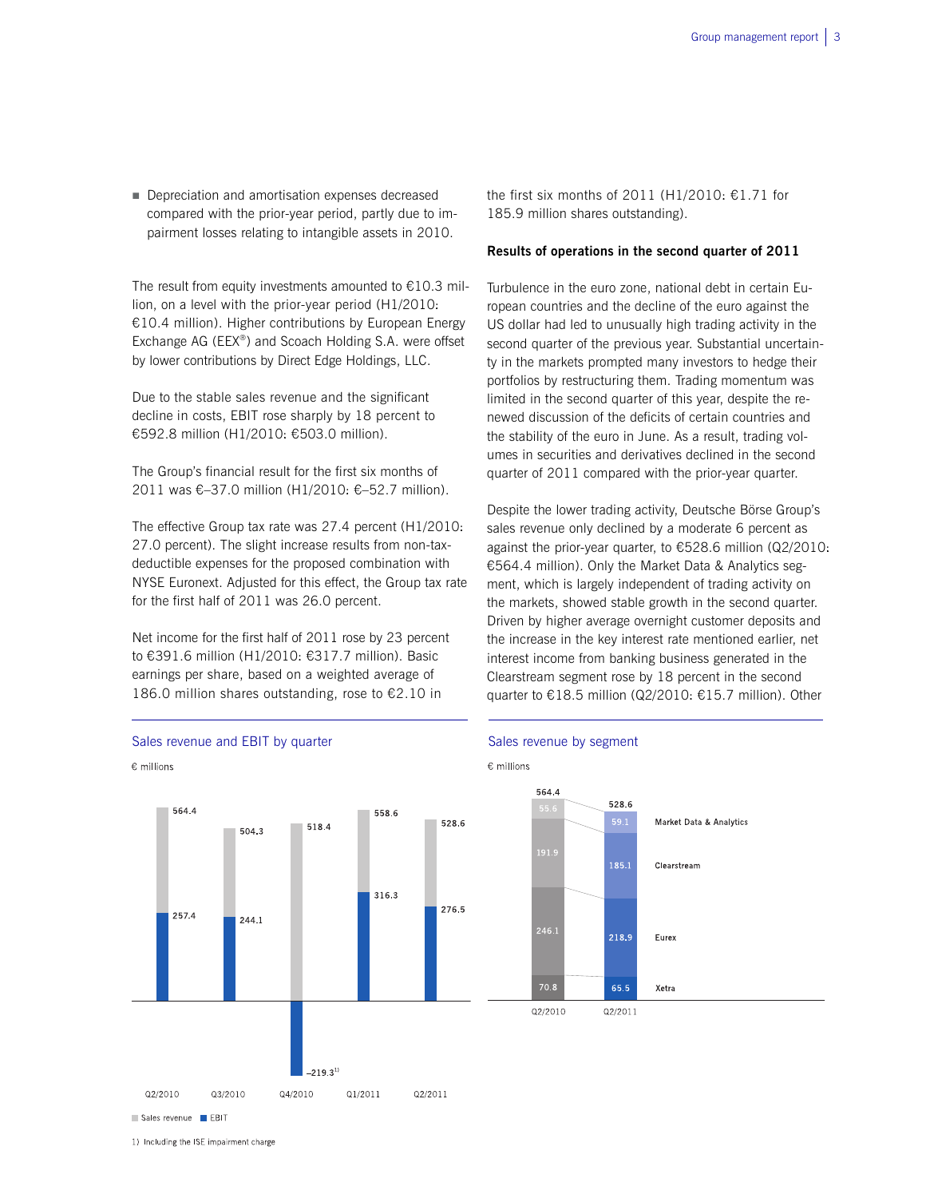- Depreciation and amortisation expenses decreased compared with the prior-year period, partly due to impairment losses relating to intangible assets in 2010.

The result from equity investments amounted to €10.3 million, on a level with the prior-year period (H1/2010: €10.4 million). Higher contributions by European Energy Exchange AG (EEX®) and Scoach Holding S.A. were offset by lower contributions by Direct Edge Holdings, LLC.

Due to the stable sales revenue and the significant decline in costs, EBIT rose sharply by 18 percent to €592.8 million (H1/2010: €503.0 million).

The Group's financial result for the first six months of 2011 was €–37.0 million (H1/2010: €–52.7 million).

The effective Group tax rate was 27.4 percent (H1/2010: 27.0 percent). The slight increase results from non-tax-deductible expenses for the proposed combination with NYSE Euronext. Adjusted for this effect, the Group tax rate for the first half of 2011 was 26.0 percent.

Net income for the first half of 2011 rose by 23 percent to €391.6 million (H1/2010: €317.7 million). Basic earnings per share, based on a weighted average of 186.0 million shares outstanding, rose to €2.10 in the first six months of 2011 (H1/2010: €1.71 for 185.9 million shares outstanding).

**Results of operations in the second quarter of 2011**

Turbulence in the euro zone, national debt in certain European countries and the decline of the euro against the US dollar had led to unusually high trading activity in the second quarter of the previous year. Substantial uncertainty in the markets prompted many investors to hedge their portfolios by restructuring them. Trading momentum was limited in the second quarter of this year, despite the renewed discussion of the deficits of certain countries and the stability of the euro in June. As a result, trading volumes in securities and derivatives declined in the second quarter of 2011 compared with the prior-year quarter.

Despite the lower trading activity, Deutsche Börse Group's sales revenue only declined by a moderate 6 percent as against the prior-year quarter, to €528.6 million (Q2/2010: €564.4 million). Only the Market Data & Analytics segment, which is largely independent of trading activity on the markets, showed stable growth in the second quarter. Driven by higher average overnight customer deposits and the increase in the key interest rate mentioned earlier, net interest income from banking business generated in the Clearstream segment rose by 18 percent in the second quarter to €18.5 million (Q2/2010: €15.7 million). Other

**Sales revenue and EBIT by quarter**

€ millions

| | Q2/2010 | Q3/2010 | Q4/2010 | Q1/2011 | Q2/2011 |
|---|---|---|---|---|---|
| Sales revenue | 564.4 | 504.3 | 518.4 | 558.6 | 528.6 |
| EBIT | 257.4 | 244.1 | –219.3[1] | 316.3 | 276.5 |

1) Including the ISE impairment charge

**Sales revenue by segment**

€ millions

| | Q2/2010 | Q2/2011 |
|---|---|---|
| Market Data & Analytics | 55.6 | 59.1 |
| Clearstream | 191.9 | 185.1 |
| Eurex | 246.1 | 218.9 |
| Xetra | 70.8 | 65.5 |
| Total | 564.4 | 528.6 |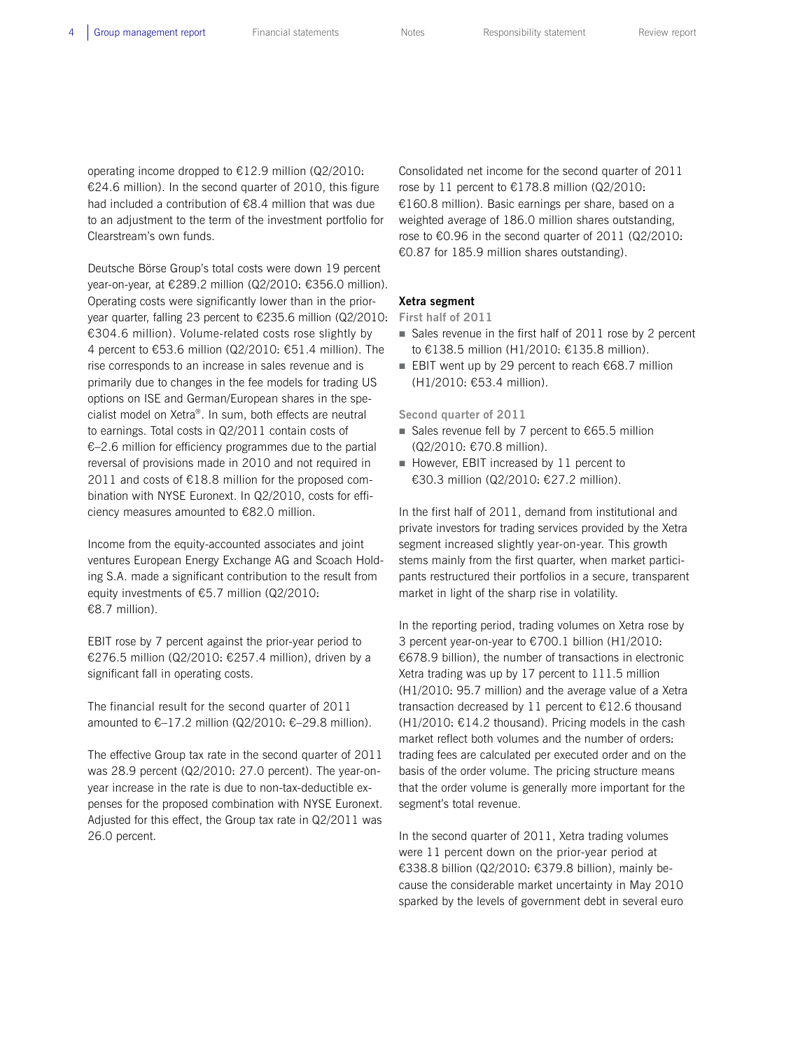operating income dropped to €12.9 million (Q2/2010: €24.6 million). In the second quarter of 2010, this figure had included a contribution of €8.4 million that was due to an adjustment to the term of the investment portfolio for Clearstream's own funds.

Deutsche Börse Group's total costs were down 19 percent year-on-year, at €289.2 million (Q2/2010: €356.0 million). Operating costs were significantly lower than in the prior-year quarter, falling 23 percent to €235.6 million (Q2/2010: €304.6 million). Volume-related costs rose slightly by 4 percent to €53.6 million (Q2/2010: €51.4 million). The rise corresponds to an increase in sales revenue and is primarily due to changes in the fee models for trading US options on ISE and German/European shares in the specialist model on Xetra®. In sum, both effects are neutral to earnings. Total costs in Q2/2011 contain costs of €–2.6 million for efficiency programmes due to the partial reversal of provisions made in 2010 and not required in 2011 and costs of €18.8 million for the proposed combination with NYSE Euronext. In Q2/2010, costs for efficiency measures amounted to €82.0 million.

Income from the equity-accounted associates and joint ventures European Energy Exchange AG and Scoach Holding S.A. made a significant contribution to the result from equity investments of €5.7 million (Q2/2010: €8.7 million).

EBIT rose by 7 percent against the prior-year period to €276.5 million (Q2/2010: €257.4 million), driven by a significant fall in operating costs.

The financial result for the second quarter of 2011 amounted to €–17.2 million (Q2/2010: €–29.8 million).

The effective Group tax rate in the second quarter of 2011 was 28.9 percent (Q2/2010: 27.0 percent). The year-on-year increase in the rate is due to non-tax-deductible expenses for the proposed combination with NYSE Euronext. Adjusted for this effect, the Group tax rate in Q2/2011 was 26.0 percent.

Consolidated net income for the second quarter of 2011 rose by 11 percent to €178.8 million (Q2/2010: €160.8 million). Basic earnings per share, based on a weighted average of 186.0 million shares outstanding, rose to €0.96 in the second quarter of 2011 (Q2/2010: €0.87 for 185.9 million shares outstanding).

## Xetra segment

### First half of 2011

- Sales revenue in the first half of 2011 rose by 2 percent to €138.5 million (H1/2010: €135.8 million).
- EBIT went up by 29 percent to reach €68.7 million (H1/2010: €53.4 million).

### Second quarter of 2011

- Sales revenue fell by 7 percent to €65.5 million (Q2/2010: €70.8 million).
- However, EBIT increased by 11 percent to €30.3 million (Q2/2010: €27.2 million).

In the first half of 2011, demand from institutional and private investors for trading services provided by the Xetra segment increased slightly year-on-year. This growth stems mainly from the first quarter, when market participants restructured their portfolios in a secure, transparent market in light of the sharp rise in volatility.

In the reporting period, trading volumes on Xetra rose by 3 percent year-on-year to €700.1 billion (H1/2010: €678.9 billion), the number of transactions in electronic Xetra trading was up by 17 percent to 111.5 million (H1/2010: 95.7 million) and the average value of a Xetra transaction decreased by 11 percent to €12.6 thousand (H1/2010: €14.2 thousand). Pricing models in the cash market reflect both volumes and the number of orders: trading fees are calculated per executed order and on the basis of the order volume. The pricing structure means that the order volume is generally more important for the segment's total revenue.

In the second quarter of 2011, Xetra trading volumes were 11 percent down on the prior-year period at €338.8 billion (Q2/2010: €379.8 billion), mainly because the considerable market uncertainty in May 2010 sparked by the levels of government debt in several euro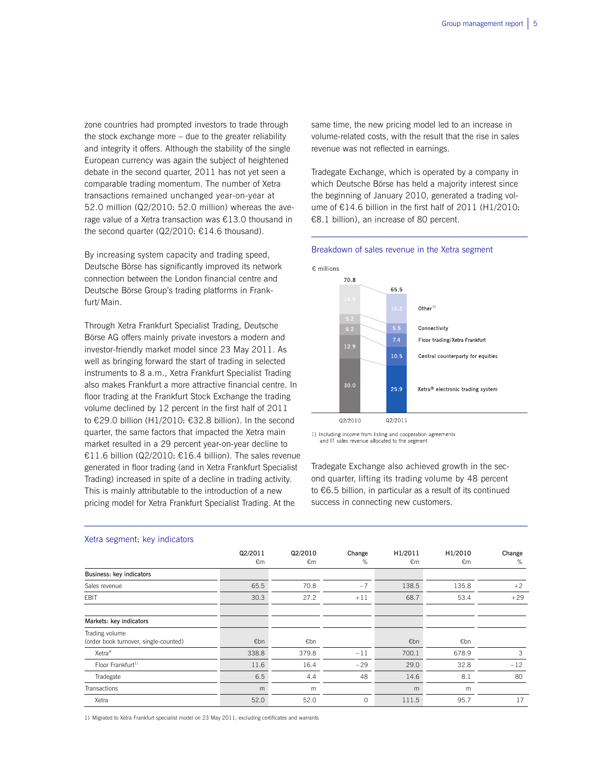zone countries had prompted investors to trade through the stock exchange more – due to the greater reliability and integrity it offers. Although the stability of the single European currency was again the subject of heightened debate in the second quarter, 2011 has not yet seen a comparable trading momentum. The number of Xetra transactions remained unchanged year-on-year at 52.0 million (Q2/2010: 52.0 million) whereas the average value of a Xetra transaction was €13.0 thousand in the second quarter (Q2/2010: €14.6 thousand).

By increasing system capacity and trading speed, Deutsche Börse has significantly improved its network connection between the London financial centre and Deutsche Börse Group's trading platforms in Frankfurt/Main.

Through Xetra Frankfurt Specialist Trading, Deutsche Börse AG offers mainly private investors a modern and investor-friendly market model since 23 May 2011. As well as bringing forward the start of trading in selected instruments to 8 a.m., Xetra Frankfurt Specialist Trading also makes Frankfurt a more attractive financial centre. In floor trading at the Frankfurt Stock Exchange the trading volume declined by 12 percent in the first half of 2011 to €29.0 billion (H1/2010: €32.8 billion). In the second quarter, the same factors that impacted the Xetra main market resulted in a 29 percent year-on-year decline to €11.6 billion (Q2/2010: €16.4 billion). The sales revenue generated in floor trading (and in Xetra Frankfurt Specialist Trading) increased in spite of a decline in trading activity. This is mainly attributable to the introduction of a new pricing model for Xetra Frankfurt Specialist Trading. At the same time, the new pricing model led to an increase in volume-related costs, with the result that the rise in sales revenue was not reflected in earnings.

Tradegate Exchange, which is operated by a company in which Deutsche Börse has held a majority interest since the beginning of January 2010, generated a trading volume of €14.6 billion in the first half of 2011 (H1/2010: €8.1 billion), an increase of 80 percent.

### Breakdown of sales revenue in the Xetra segment

€ millions

| | Q2/2010 | Q2/2011 |
|---|---|---|
| Other[1] | 16.5 | 16.2 |
| Connectivity | 5.2 | 5.5 |
| Floor trading/Xetra Frankfurt | 6.2 | 7.4 |
| Central counterparty for equities | 12.9 | 10.5 |
| Xetra® electronic trading system | 30.0 | 25.9 |
| **Total** | **70.8** | **65.5** |

1) Including income from listing and cooperation agreements and IT sales revenue allocated to the segment

Tradegate Exchange also achieved growth in the second quarter, lifting its trading volume by 48 percent to €6.5 billion, in particular as a result of its continued success in connecting new customers.

### Xetra segment: key indicators

| | Q2/2011 €m | Q2/2010 €m | Change % | H1/2011 €m | H1/2010 €m | Change % |
|---|---|---|---|---|---|---|
| **Business: key indicators** | | | | | | |
| Sales revenue | 65.5 | 70.8 | −7 | 138.5 | 135.8 | +2 |
| EBIT | 30.3 | 27.2 | +11 | 68.7 | 53.4 | +29 |
| **Markets: key indicators** | | | | | | |
| Trading volume (order book turnover, single-counted) | €bn | €bn | | €bn | €bn | |
| Xetra® | 338.8 | 379.8 | −11 | 700.1 | 678.9 | 3 |
| Floor Frankfurt[1] | 11.6 | 16.4 | −29 | 29.0 | 32.8 | −12 |
| Tradegate | 6.5 | 4.4 | 48 | 14.6 | 8.1 | 80 |
| Transactions | m | m | | m | m | |
| Xetra | 52.0 | 52.0 | 0 | 111.5 | 95.7 | 17 |

1) Migrated to Xetra Frankfurt specialist model on 23 May 2011; excluding certificates and warrants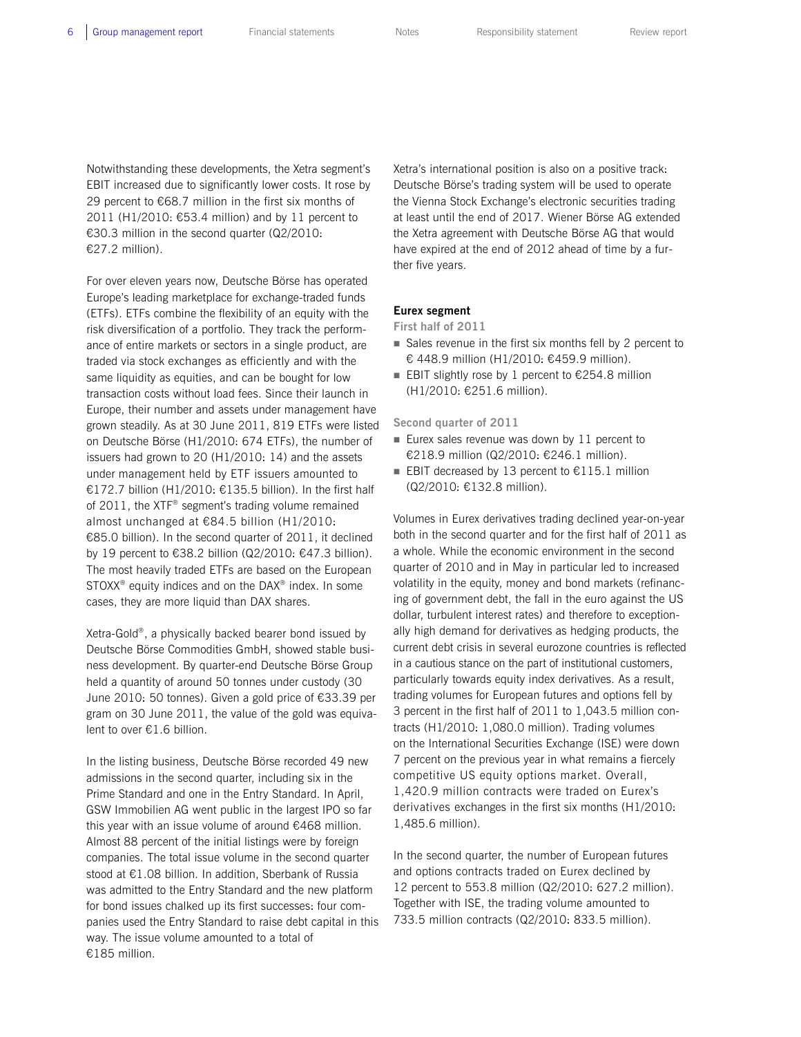Notwithstanding these developments, the Xetra segment's EBIT increased due to significantly lower costs. It rose by 29 percent to €68.7 million in the first six months of 2011 (H1/2010: €53.4 million) and by 11 percent to €30.3 million in the second quarter (Q2/2010: €27.2 million).

For over eleven years now, Deutsche Börse has operated Europe's leading marketplace for exchange-traded funds (ETFs). ETFs combine the flexibility of an equity with the risk diversification of a portfolio. They track the performance of entire markets or sectors in a single product, are traded via stock exchanges as efficiently and with the same liquidity as equities, and can be bought for low transaction costs without load fees. Since their launch in Europe, their number and assets under management have grown steadily. As at 30 June 2011, 819 ETFs were listed on Deutsche Börse (H1/2010: 674 ETFs), the number of issuers had grown to 20 (H1/2010: 14) and the assets under management held by ETF issuers amounted to €172.7 billion (H1/2010: €135.5 billion). In the first half of 2011, the XTF® segment's trading volume remained almost unchanged at €84.5 billion (H1/2010: €85.0 billion). In the second quarter of 2011, it declined by 19 percent to €38.2 billion (Q2/2010: €47.3 billion). The most heavily traded ETFs are based on the European STOXX® equity indices and on the DAX® index. In some cases, they are more liquid than DAX shares.

Xetra-Gold®, a physically backed bearer bond issued by Deutsche Börse Commodities GmbH, showed stable business development. By quarter-end Deutsche Börse Group held a quantity of around 50 tonnes under custody (30 June 2010: 50 tonnes). Given a gold price of €33.39 per gram on 30 June 2011, the value of the gold was equivalent to over €1.6 billion.

In the listing business, Deutsche Börse recorded 49 new admissions in the second quarter, including six in the Prime Standard and one in the Entry Standard. In April, GSW Immobilien AG went public in the largest IPO so far this year with an issue volume of around €468 million. Almost 88 percent of the initial listings were by foreign companies. The total issue volume in the second quarter stood at €1.08 billion. In addition, Sberbank of Russia was admitted to the Entry Standard and the new platform for bond issues chalked up its first successes: four companies used the Entry Standard to raise debt capital in this way. The issue volume amounted to a total of €185 million.

Xetra's international position is also on a positive track: Deutsche Börse's trading system will be used to operate the Vienna Stock Exchange's electronic securities trading at least until the end of 2017. Wiener Börse AG extended the Xetra agreement with Deutsche Börse AG that would have expired at the end of 2012 ahead of time by a further five years.

**Eurex segment**

**First half of 2011**

- Sales revenue in the first six months fell by 2 percent to € 448.9 million (H1/2010: €459.9 million).
- EBIT slightly rose by 1 percent to €254.8 million (H1/2010: €251.6 million).

**Second quarter of 2011**

- Eurex sales revenue was down by 11 percent to €218.9 million (Q2/2010: €246.1 million).
- EBIT decreased by 13 percent to €115.1 million (Q2/2010: €132.8 million).

Volumes in Eurex derivatives trading declined year-on-year both in the second quarter and for the first half of 2011 as a whole. While the economic environment in the second quarter of 2010 and in May in particular led to increased volatility in the equity, money and bond markets (refinancing of government debt, the fall in the euro against the US dollar, turbulent interest rates) and therefore to exceptionally high demand for derivatives as hedging products, the current debt crisis in several eurozone countries is reflected in a cautious stance on the part of institutional customers, particularly towards equity index derivatives. As a result, trading volumes for European futures and options fell by 3 percent in the first half of 2011 to 1,043.5 million contracts (H1/2010: 1,080.0 million). Trading volumes on the International Securities Exchange (ISE) were down 7 percent on the previous year in what remains a fiercely competitive US equity options market. Overall, 1,420.9 million contracts were traded on Eurex's derivatives exchanges in the first six months (H1/2010: 1,485.6 million).

In the second quarter, the number of European futures and options contracts traded on Eurex declined by 12 percent to 553.8 million (Q2/2010: 627.2 million). Together with ISE, the trading volume amounted to 733.5 million contracts (Q2/2010: 833.5 million).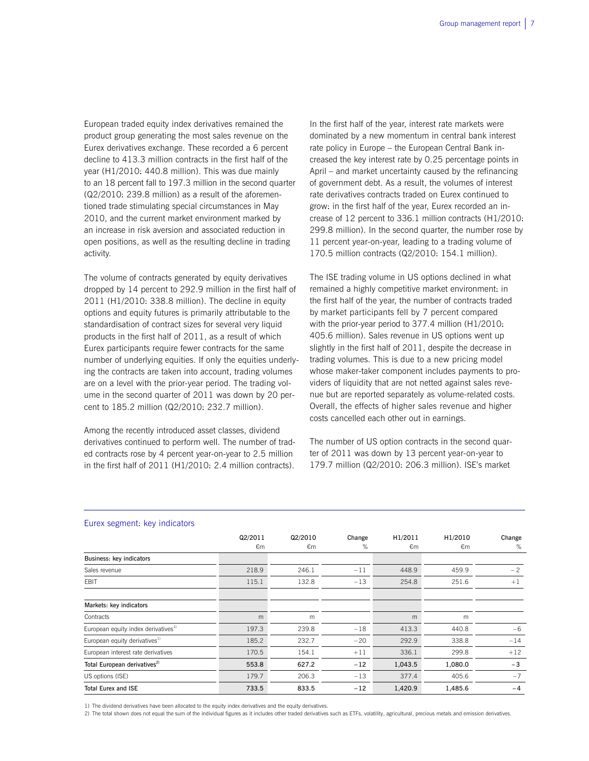European traded equity index derivatives remained the product group generating the most sales revenue on the Eurex derivatives exchange. These recorded a 6 percent decline to 413.3 million contracts in the first half of the year (H1/2010: 440.8 million). This was due mainly to an 18 percent fall to 197.3 million in the second quarter (Q2/2010: 239.8 million) as a result of the aforementioned trade stimulating special circumstances in May 2010, and the current market environment marked by an increase in risk aversion and associated reduction in open positions, as well as the resulting decline in trading activity.

The volume of contracts generated by equity derivatives dropped by 14 percent to 292.9 million in the first half of 2011 (H1/2010: 338.8 million). The decline in equity options and equity futures is primarily attributable to the standardisation of contract sizes for several very liquid products in the first half of 2011, as a result of which Eurex participants require fewer contracts for the same number of underlying equities. If only the equities underlying the contracts are taken into account, trading volumes are on a level with the prior-year period. The trading volume in the second quarter of 2011 was down by 20 percent to 185.2 million (Q2/2010: 232.7 million).

Among the recently introduced asset classes, dividend derivatives continued to perform well. The number of traded contracts rose by 4 percent year-on-year to 2.5 million in the first half of 2011 (H1/2010: 2.4 million contracts).

In the first half of the year, interest rate markets were dominated by a new momentum in central bank interest rate policy in Europe – the European Central Bank increased the key interest rate by 0.25 percentage points in April – and market uncertainty caused by the refinancing of government debt. As a result, the volumes of interest rate derivatives contracts traded on Eurex continued to grow: in the first half of the year, Eurex recorded an increase of 12 percent to 336.1 million contracts (H1/2010: 299.8 million). In the second quarter, the number rose by 11 percent year-on-year, leading to a trading volume of 170.5 million contracts (Q2/2010: 154.1 million).

The ISE trading volume in US options declined in what remained a highly competitive market environment: in the first half of the year, the number of contracts traded by market participants fell by 7 percent compared with the prior-year period to 377.4 million (H1/2010: 405.6 million). Sales revenue in US options went up slightly in the first half of 2011, despite the decrease in trading volumes. This is due to a new pricing model whose maker-taker component includes payments to providers of liquidity that are not netted against sales revenue but are reported separately as volume-related costs. Overall, the effects of higher sales revenue and higher costs cancelled each other out in earnings.

The number of US option contracts in the second quarter of 2011 was down by 13 percent year-on-year to 179.7 million (Q2/2010: 206.3 million). ISE's market

**Eurex segment: key indicators**

| | Q2/2011 €m | Q2/2010 €m | Change % | H1/2011 €m | H1/2010 €m | Change % |
|---|---|---|---|---|---|---|
| **Business: key indicators** | | | | | | |
| Sales revenue | 218.9 | 246.1 | –11 | 448.9 | 459.9 | –2 |
| EBIT | 115.1 | 132.8 | –13 | 254.8 | 251.6 | +1 |
| **Markets: key indicators** | | | | | | |
| Contracts | m | m | | m | m | |
| European equity index derivatives[1)] | 197.3 | 239.8 | –18 | 413.3 | 440.8 | –6 |
| European equity derivatives[1)] | 185.2 | 232.7 | –20 | 292.9 | 338.8 | –14 |
| European interest rate derivatives | 170.5 | 154.1 | +11 | 336.1 | 299.8 | +12 |
| **Total European derivatives[2)]** | **553.8** | **627.2** | **–12** | **1,043.5** | **1,080.0** | **–3** |
| US options (ISE) | 179.7 | 206.3 | –13 | 377.4 | 405.6 | –7 |
| **Total Eurex and ISE** | **733.5** | **833.5** | **–12** | **1,420.9** | **1,485.6** | **–4** |

1) The dividend derivatives have been allocated to the equity index derivatives and the equity derivatives.
2) The total shown does not equal the sum of the individual figures as it includes other traded derivatives such as ETFs, volatility, agricultural, precious metals and emission derivatives.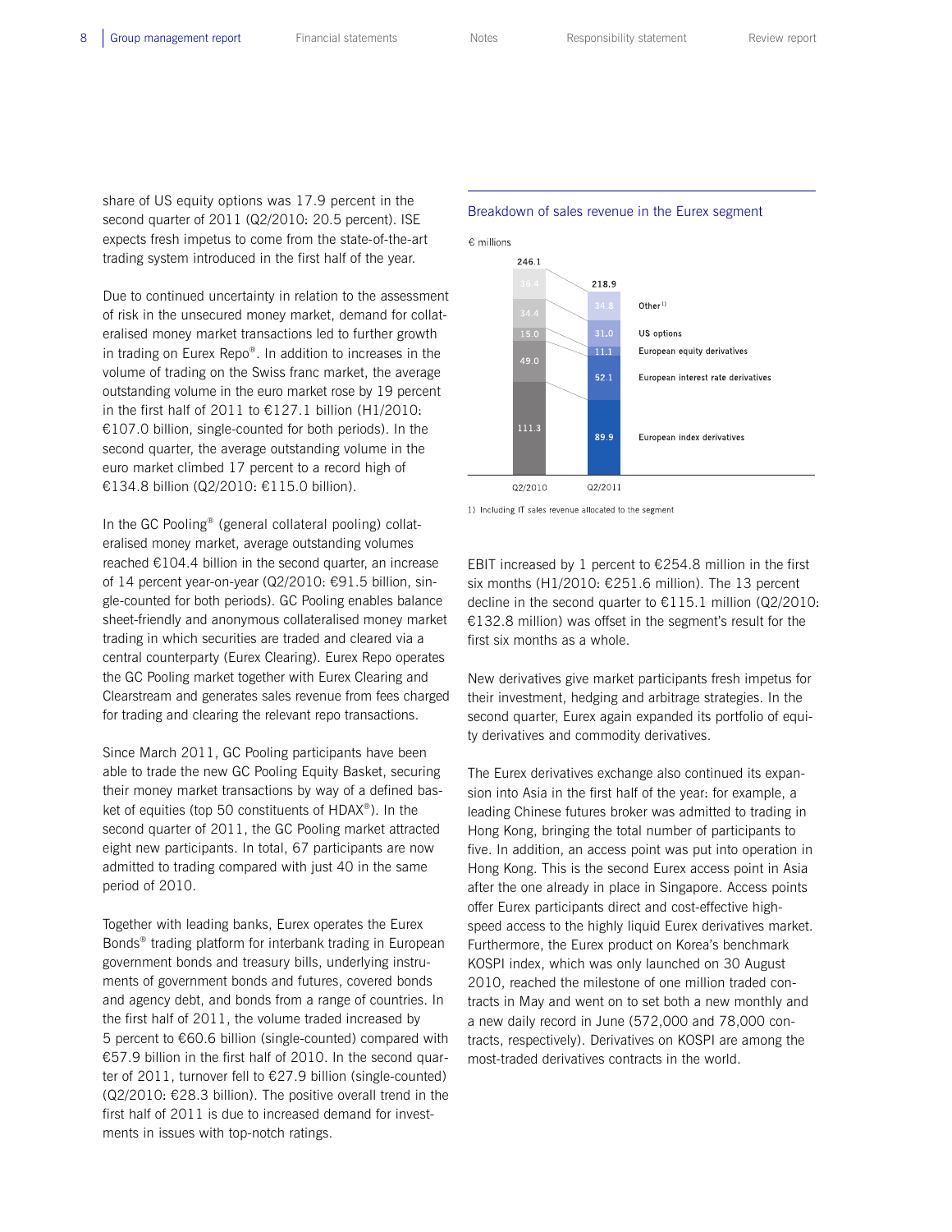share of US equity options was 17.9 percent in the second quarter of 2011 (Q2/2010: 20.5 percent). ISE expects fresh impetus to come from the state-of-the-art trading system introduced in the first half of the year.

Due to continued uncertainty in relation to the assessment of risk in the unsecured money market, demand for collateralised money market transactions led to further growth in trading on Eurex Repo®. In addition to increases in the volume of trading on the Swiss franc market, the average outstanding volume in the euro market rose by 19 percent in the first half of 2011 to €127.1 billion (H1/2010: €107.0 billion, single-counted for both periods). In the second quarter, the average outstanding volume in the euro market climbed 17 percent to a record high of €134.8 billion (Q2/2010: €115.0 billion).

In the GC Pooling® (general collateral pooling) collateralised money market, average outstanding volumes reached €104.4 billion in the second quarter, an increase of 14 percent year-on-year (Q2/2010: €91.5 billion, single-counted for both periods). GC Pooling enables balance sheet-friendly and anonymous collateralised money market trading in which securities are traded and cleared via a central counterparty (Eurex Clearing). Eurex Repo operates the GC Pooling market together with Eurex Clearing and Clearstream and generates sales revenue from fees charged for trading and clearing the relevant repo transactions.

Since March 2011, GC Pooling participants have been able to trade the new GC Pooling Equity Basket, securing their money market transactions by way of a defined basket of equities (top 50 constituents of HDAX®). In the second quarter of 2011, the GC Pooling market attracted eight new participants. In total, 67 participants are now admitted to trading compared with just 40 in the same period of 2010.

Together with leading banks, Eurex operates the Eurex Bonds® trading platform for interbank trading in European government bonds and treasury bills, underlying instruments of government bonds and futures, covered bonds and agency debt, and bonds from a range of countries. In the first half of 2011, the volume traded increased by 5 percent to €60.6 billion (single-counted) compared with €57.9 billion in the first half of 2010. In the second quarter of 2011, turnover fell to €27.9 billion (single-counted) (Q2/2010: €28.3 billion). The positive overall trend in the first half of 2011 is due to increased demand for investments in issues with top-notch ratings.

**Breakdown of sales revenue in the Eurex segment**

€ millions

| | Q2/2010 | Q2/2011 |
|---|---|---|
| Other[1] | 36.4 | 34.8 |
| US options | 34.4 | 31.0 |
| European equity derivatives | 15.0 | 11.1 |
| European interest rate derivatives | 49.0 | 52.1 |
| European index derivatives | 111.3 | 89.9 |
| **Total** | **246.1** | **218.9** |

1) Including IT sales revenue allocated to the segment

EBIT increased by 1 percent to €254.8 million in the first six months (H1/2010: €251.6 million). The 13 percent decline in the second quarter to €115.1 million (Q2/2010: €132.8 million) was offset in the segment's result for the first six months as a whole.

New derivatives give market participants fresh impetus for their investment, hedging and arbitrage strategies. In the second quarter, Eurex again expanded its portfolio of equity derivatives and commodity derivatives.

The Eurex derivatives exchange also continued its expansion into Asia in the first half of the year: for example, a leading Chinese futures broker was admitted to trading in Hong Kong, bringing the total number of participants to five. In addition, an access point was put into operation in Hong Kong. This is the second Eurex access point in Asia after the one already in place in Singapore. Access points offer Eurex participants direct and cost-effective high-speed access to the highly liquid Eurex derivatives market. Furthermore, the Eurex product on Korea's benchmark KOSPI index, which was only launched on 30 August 2010, reached the milestone of one million traded contracts in May and went on to set both a new monthly and a new daily record in June (572,000 and 78,000 contracts, respectively). Derivatives on KOSPI are among the most-traded derivatives contracts in the world.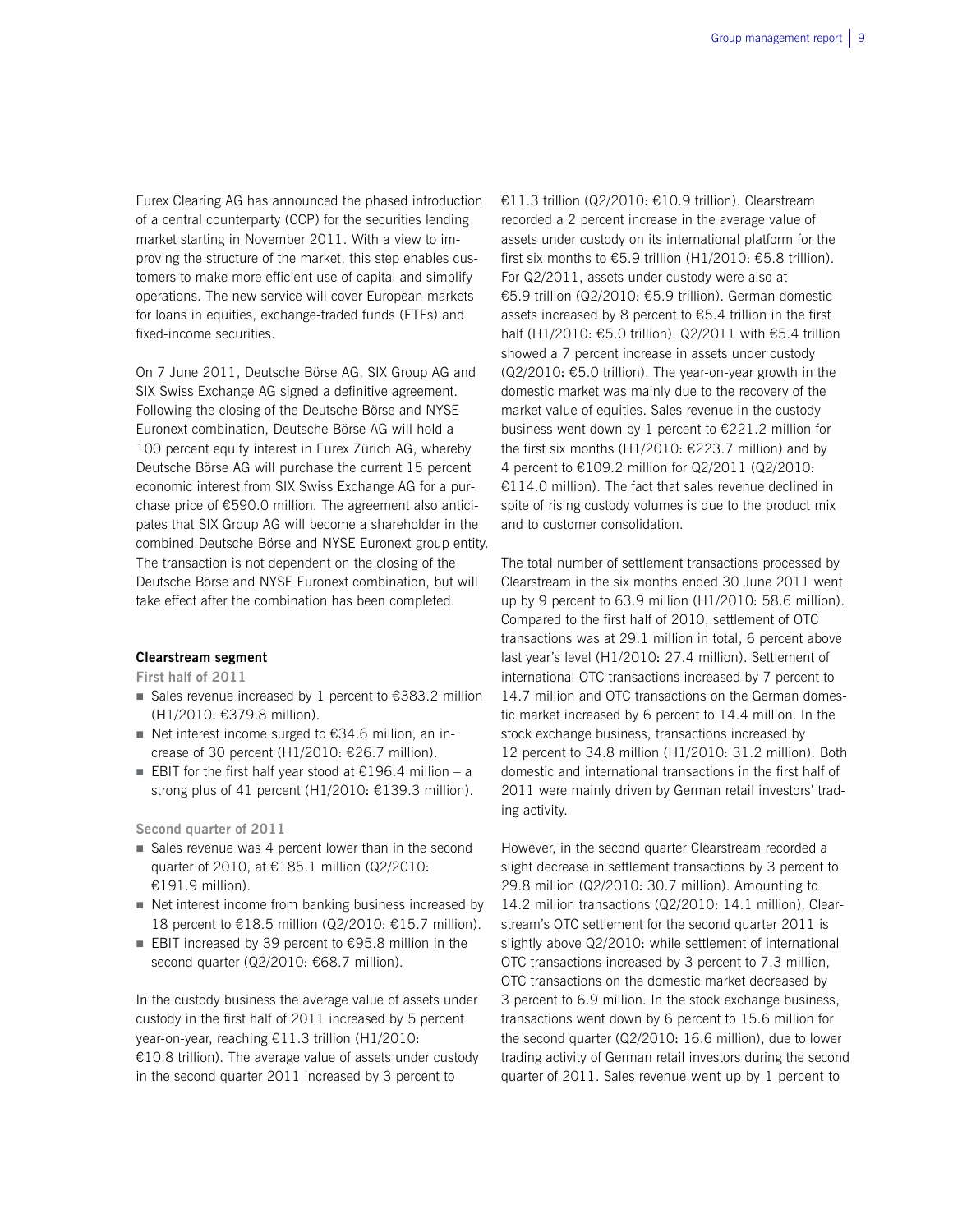Eurex Clearing AG has announced the phased introduction of a central counterparty (CCP) for the securities lending market starting in November 2011. With a view to improving the structure of the market, this step enables customers to make more efficient use of capital and simplify operations. The new service will cover European markets for loans in equities, exchange-traded funds (ETFs) and fixed-income securities.

On 7 June 2011, Deutsche Börse AG, SIX Group AG and SIX Swiss Exchange AG signed a definitive agreement. Following the closing of the Deutsche Börse and NYSE Euronext combination, Deutsche Börse AG will hold a 100 percent equity interest in Eurex Zürich AG, whereby Deutsche Börse AG will purchase the current 15 percent economic interest from SIX Swiss Exchange AG for a purchase price of €590.0 million. The agreement also anticipates that SIX Group AG will become a shareholder in the combined Deutsche Börse and NYSE Euronext group entity. The transaction is not dependent on the closing of the Deutsche Börse and NYSE Euronext combination, but will take effect after the combination has been completed.

**Clearstream segment**

**First half of 2011**

- Sales revenue increased by 1 percent to €383.2 million (H1/2010: €379.8 million).
- Net interest income surged to €34.6 million, an increase of 30 percent (H1/2010: €26.7 million).
- EBIT for the first half year stood at €196.4 million – a strong plus of 41 percent (H1/2010: €139.3 million).

**Second quarter of 2011**

- Sales revenue was 4 percent lower than in the second quarter of 2010, at €185.1 million (Q2/2010: €191.9 million).
- Net interest income from banking business increased by 18 percent to €18.5 million (Q2/2010: €15.7 million).
- EBIT increased by 39 percent to €95.8 million in the second quarter (Q2/2010: €68.7 million).

In the custody business the average value of assets under custody in the first half of 2011 increased by 5 percent year-on-year, reaching €11.3 trillion (H1/2010: €10.8 trillion). The average value of assets under custody in the second quarter 2011 increased by 3 percent to €11.3 trillion (Q2/2010: €10.9 trillion). Clearstream recorded a 2 percent increase in the average value of assets under custody on its international platform for the first six months to €5.9 trillion (H1/2010: €5.8 trillion). For Q2/2011, assets under custody were also at €5.9 trillion (Q2/2010: €5.9 trillion). German domestic assets increased by 8 percent to €5.4 trillion in the first half (H1/2010: €5.0 trillion). Q2/2011 with €5.4 trillion showed a 7 percent increase in assets under custody (Q2/2010: €5.0 trillion). The year-on-year growth in the domestic market was mainly due to the recovery of the market value of equities. Sales revenue in the custody business went down by 1 percent to €221.2 million for the first six months (H1/2010: €223.7 million) and by 4 percent to €109.2 million for Q2/2011 (Q2/2010: €114.0 million). The fact that sales revenue declined in spite of rising custody volumes is due to the product mix and to customer consolidation.

The total number of settlement transactions processed by Clearstream in the six months ended 30 June 2011 went up by 9 percent to 63.9 million (H1/2010: 58.6 million). Compared to the first half of 2010, settlement of OTC transactions was at 29.1 million in total, 6 percent above last year's level (H1/2010: 27.4 million). Settlement of international OTC transactions increased by 7 percent to 14.7 million and OTC transactions on the German domestic market increased by 6 percent to 14.4 million. In the stock exchange business, transactions increased by 12 percent to 34.8 million (H1/2010: 31.2 million). Both domestic and international transactions in the first half of 2011 were mainly driven by German retail investors' trading activity.

However, in the second quarter Clearstream recorded a slight decrease in settlement transactions by 3 percent to 29.8 million (Q2/2010: 30.7 million). Amounting to 14.2 million transactions (Q2/2010: 14.1 million), Clearstream's OTC settlement for the second quarter 2011 is slightly above Q2/2010: while settlement of international OTC transactions increased by 3 percent to 7.3 million, OTC transactions on the domestic market decreased by 3 percent to 6.9 million. In the stock exchange business, transactions went down by 6 percent to 15.6 million for the second quarter (Q2/2010: 16.6 million), due to lower trading activity of German retail investors during the second quarter of 2011. Sales revenue went up by 1 percent to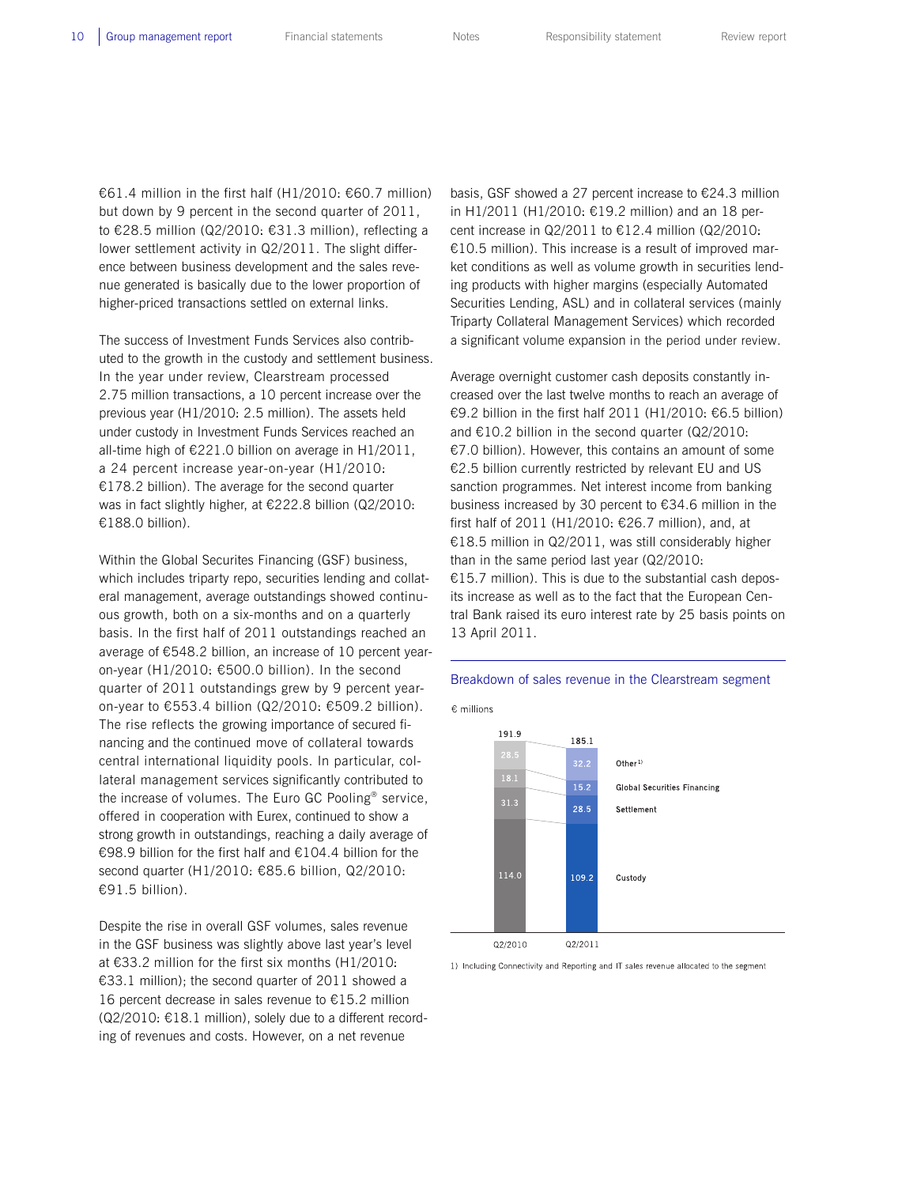€61.4 million in the first half (H1/2010: €60.7 million) but down by 9 percent in the second quarter of 2011, to €28.5 million (Q2/2010: €31.3 million), reflecting a lower settlement activity in Q2/2011. The slight difference between business development and the sales revenue generated is basically due to the lower proportion of higher-priced transactions settled on external links.

The success of Investment Funds Services also contributed to the growth in the custody and settlement business. In the year under review, Clearstream processed 2.75 million transactions, a 10 percent increase over the previous year (H1/2010: 2.5 million). The assets held under custody in Investment Funds Services reached an all-time high of €221.0 billion on average in H1/2011, a 24 percent increase year-on-year (H1/2010: €178.2 billion). The average for the second quarter was in fact slightly higher, at €222.8 billion (Q2/2010: €188.0 billion).

Within the Global Securites Financing (GSF) business, which includes triparty repo, securities lending and collateral management, average outstandings showed continuous growth, both on a six-months and on a quarterly basis. In the first half of 2011 outstandings reached an average of €548.2 billion, an increase of 10 percent year-on-year (H1/2010: €500.0 billion). In the second quarter of 2011 outstandings grew by 9 percent year-on-year to €553.4 billion (Q2/2010: €509.2 billion). The rise reflects the growing importance of secured financing and the continued move of collateral towards central international liquidity pools. In particular, collateral management services significantly contributed to the increase of volumes. The Euro GC Pooling® service, offered in cooperation with Eurex, continued to show a strong growth in outstandings, reaching a daily average of €98.9 billion for the first half and €104.4 billion for the second quarter (H1/2010: €85.6 billion, Q2/2010: €91.5 billion).

Despite the rise in overall GSF volumes, sales revenue in the GSF business was slightly above last year's level at €33.2 million for the first six months (H1/2010: €33.1 million); the second quarter of 2011 showed a 16 percent decrease in sales revenue to €15.2 million (Q2/2010: €18.1 million), solely due to a different recording of revenues and costs. However, on a net revenue basis, GSF showed a 27 percent increase to €24.3 million in H1/2011 (H1/2010: €19.2 million) and an 18 percent increase in Q2/2011 to €12.4 million (Q2/2010: €10.5 million). This increase is a result of improved market conditions as well as volume growth in securities lending products with higher margins (especially Automated Securities Lending, ASL) and in collateral services (mainly Triparty Collateral Management Services) which recorded a significant volume expansion in the period under review.

Average overnight customer cash deposits constantly increased over the last twelve months to reach an average of €9.2 billion in the first half 2011 (H1/2010: €6.5 billion) and €10.2 billion in the second quarter (Q2/2010: €7.0 billion). However, this contains an amount of some €2.5 billion currently restricted by relevant EU and US sanction programmes. Net interest income from banking business increased by 30 percent to €34.6 million in the first half of 2011 (H1/2010: €26.7 million), and, at €18.5 million in Q2/2011, was still considerably higher than in the same period last year (Q2/2010: €15.7 million). This is due to the substantial cash deposits increase as well as to the fact that the European Central Bank raised its euro interest rate by 25 basis points on 13 April 2011.

**Breakdown of sales revenue in the Clearstream segment**

€ millions

| | Q2/2010 | Q2/2011 |
|---|---|---|
| Other[1] | 28.5 | 32.2 |
| Global Securities Financing | 18.1 | 15.2 |
| Settlement | 31.3 | 28.5 |
| Custody | 114.0 | 109.2 |
| **Total** | **191.9** | **185.1** |

1) Including Connectivity and Reporting and IT sales revenue allocated to the segment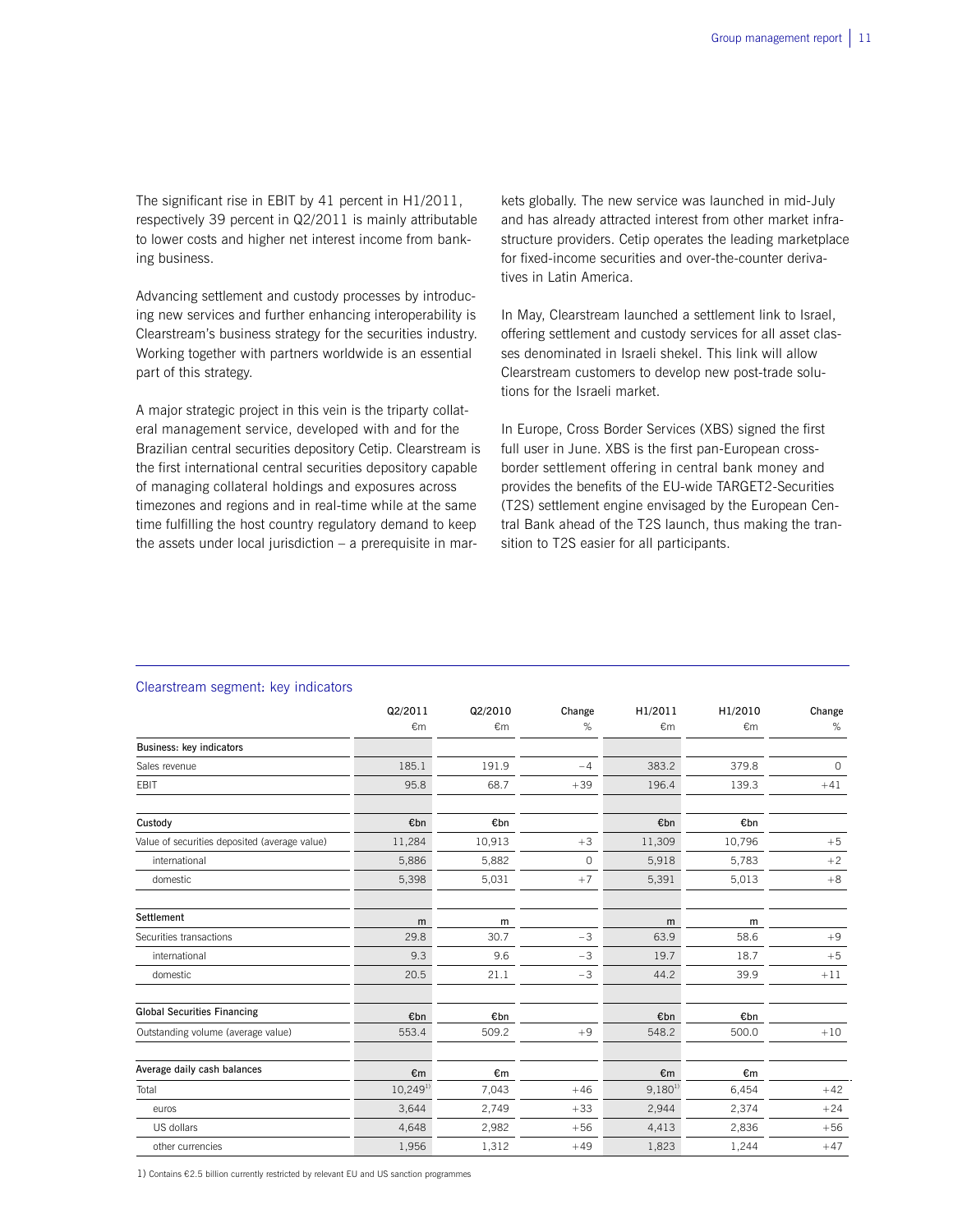The significant rise in EBIT by 41 percent in H1/2011, respectively 39 percent in Q2/2011 is mainly attributable to lower costs and higher net interest income from banking business.

Advancing settlement and custody processes by introducing new services and further enhancing interoperability is Clearstream's business strategy for the securities industry. Working together with partners worldwide is an essential part of this strategy.

A major strategic project in this vein is the triparty collateral management service, developed with and for the Brazilian central securities depository Cetip. Clearstream is the first international central securities depository capable of managing collateral holdings and exposures across timezones and regions and in real-time while at the same time fulfilling the host country regulatory demand to keep the assets under local jurisdiction – a prerequisite in markets globally. The new service was launched in mid-July and has already attracted interest from other market infrastructure providers. Cetip operates the leading marketplace for fixed-income securities and over-the-counter derivatives in Latin America.

In May, Clearstream launched a settlement link to Israel, offering settlement and custody services for all asset classes denominated in Israeli shekel. This link will allow Clearstream customers to develop new post-trade solutions for the Israeli market.

In Europe, Cross Border Services (XBS) signed the first full user in June. XBS is the first pan-European cross-border settlement offering in central bank money and provides the benefits of the EU-wide TARGET2-Securities (T2S) settlement engine envisaged by the European Central Bank ahead of the T2S launch, thus making the transition to T2S easier for all participants.

## Clearstream segment: key indicators

| | Q2/2011 €m | Q2/2010 €m | Change % | H1/2011 €m | H1/2010 €m | Change % |
|---|---|---|---|---|---|---|
| **Business: key indicators** | | | | | | |
| Sales revenue | 185.1 | 191.9 | –4 | 383.2 | 379.8 | 0 |
| EBIT | 95.8 | 68.7 | +39 | 196.4 | 139.3 | +41 |
| **Custody** | €bn | €bn | | €bn | €bn | |
| Value of securities deposited (average value) | 11,284 | 10,913 | +3 | 11,309 | 10,796 | +5 |
| international | 5,886 | 5,882 | 0 | 5,918 | 5,783 | +2 |
| domestic | 5,398 | 5,031 | +7 | 5,391 | 5,013 | +8 |
| **Settlement** | m | m | | m | m | |
| Securities transactions | 29.8 | 30.7 | –3 | 63.9 | 58.6 | +9 |
| international | 9.3 | 9.6 | –3 | 19.7 | 18.7 | +5 |
| domestic | 20.5 | 21.1 | –3 | 44.2 | 39.9 | +11 |
| **Global Securities Financing** | €bn | €bn | | €bn | €bn | |
| Outstanding volume (average value) | 553.4 | 509.2 | +9 | 548.2 | 500.0 | +10 |
| **Average daily cash balances** | €m | €m | | €m | €m | |
| Total | 10,249[1] | 7,043 | +46 | 9,180[1] | 6,454 | +42 |
| euros | 3,644 | 2,749 | +33 | 2,944 | 2,374 | +24 |
| US dollars | 4,648 | 2,982 | +56 | 4,413 | 2,836 | +56 |
| other currencies | 1,956 | 1,312 | +49 | 1,823 | 1,244 | +47 |

1) Contains €2.5 billion currently restricted by relevant EU and US sanction programmes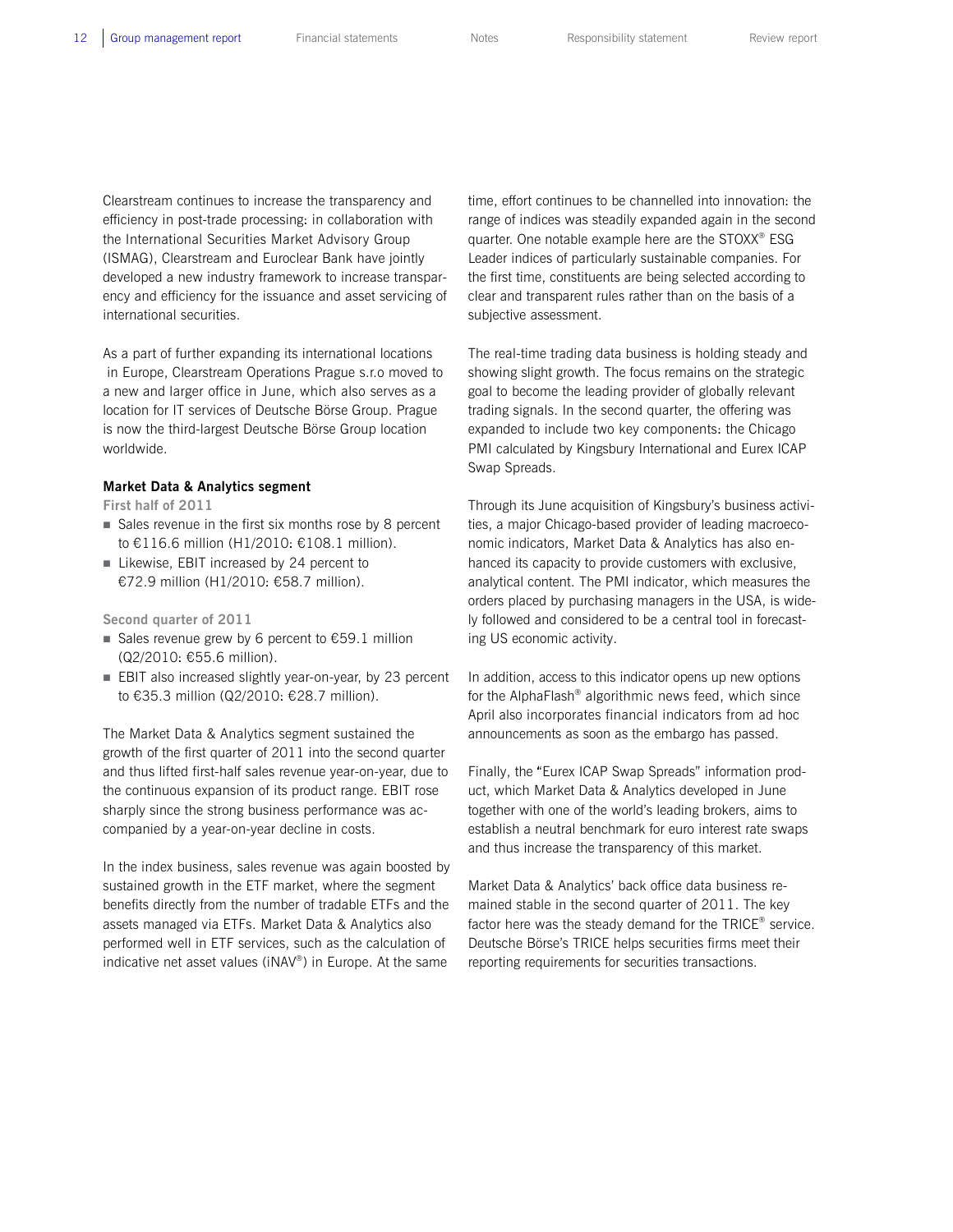Clearstream continues to increase the transparency and efficiency in post-trade processing: in collaboration with the International Securities Market Advisory Group (ISMAG), Clearstream and Euroclear Bank have jointly developed a new industry framework to increase transparency and efficiency for the issuance and asset servicing of international securities.

As a part of further expanding its international locations in Europe, Clearstream Operations Prague s.r.o moved to a new and larger office in June, which also serves as a location for IT services of Deutsche Börse Group. Prague is now the third-largest Deutsche Börse Group location worldwide.

### Market Data & Analytics segment

**First half of 2011**

- Sales revenue in the first six months rose by 8 percent to €116.6 million (H1/2010: €108.1 million).
- Likewise, EBIT increased by 24 percent to €72.9 million (H1/2010: €58.7 million).

**Second quarter of 2011**

- Sales revenue grew by 6 percent to €59.1 million (Q2/2010: €55.6 million).
- EBIT also increased slightly year-on-year, by 23 percent to €35.3 million (Q2/2010: €28.7 million).

The Market Data & Analytics segment sustained the growth of the first quarter of 2011 into the second quarter and thus lifted first-half sales revenue year-on-year, due to the continuous expansion of its product range. EBIT rose sharply since the strong business performance was accompanied by a year-on-year decline in costs.

In the index business, sales revenue was again boosted by sustained growth in the ETF market, where the segment benefits directly from the number of tradable ETFs and the assets managed via ETFs. Market Data & Analytics also performed well in ETF services, such as the calculation of indicative net asset values (iNAV®) in Europe. At the same time, effort continues to be channelled into innovation: the range of indices was steadily expanded again in the second quarter. One notable example here are the STOXX® ESG Leader indices of particularly sustainable companies. For the first time, constituents are being selected according to clear and transparent rules rather than on the basis of a subjective assessment.

The real-time trading data business is holding steady and showing slight growth. The focus remains on the strategic goal to become the leading provider of globally relevant trading signals. In the second quarter, the offering was expanded to include two key components: the Chicago PMI calculated by Kingsbury International and Eurex ICAP Swap Spreads.

Through its June acquisition of Kingsbury's business activities, a major Chicago-based provider of leading macroeconomic indicators, Market Data & Analytics has also enhanced its capacity to provide customers with exclusive, analytical content. The PMI indicator, which measures the orders placed by purchasing managers in the USA, is widely followed and considered to be a central tool in forecasting US economic activity.

In addition, access to this indicator opens up new options for the AlphaFlash® algorithmic news feed, which since April also incorporates financial indicators from ad hoc announcements as soon as the embargo has passed.

Finally, the "Eurex ICAP Swap Spreads" information product, which Market Data & Analytics developed in June together with one of the world's leading brokers, aims to establish a neutral benchmark for euro interest rate swaps and thus increase the transparency of this market.

Market Data & Analytics' back office data business remained stable in the second quarter of 2011. The key factor here was the steady demand for the TRICE® service. Deutsche Börse's TRICE helps securities firms meet their reporting requirements for securities transactions.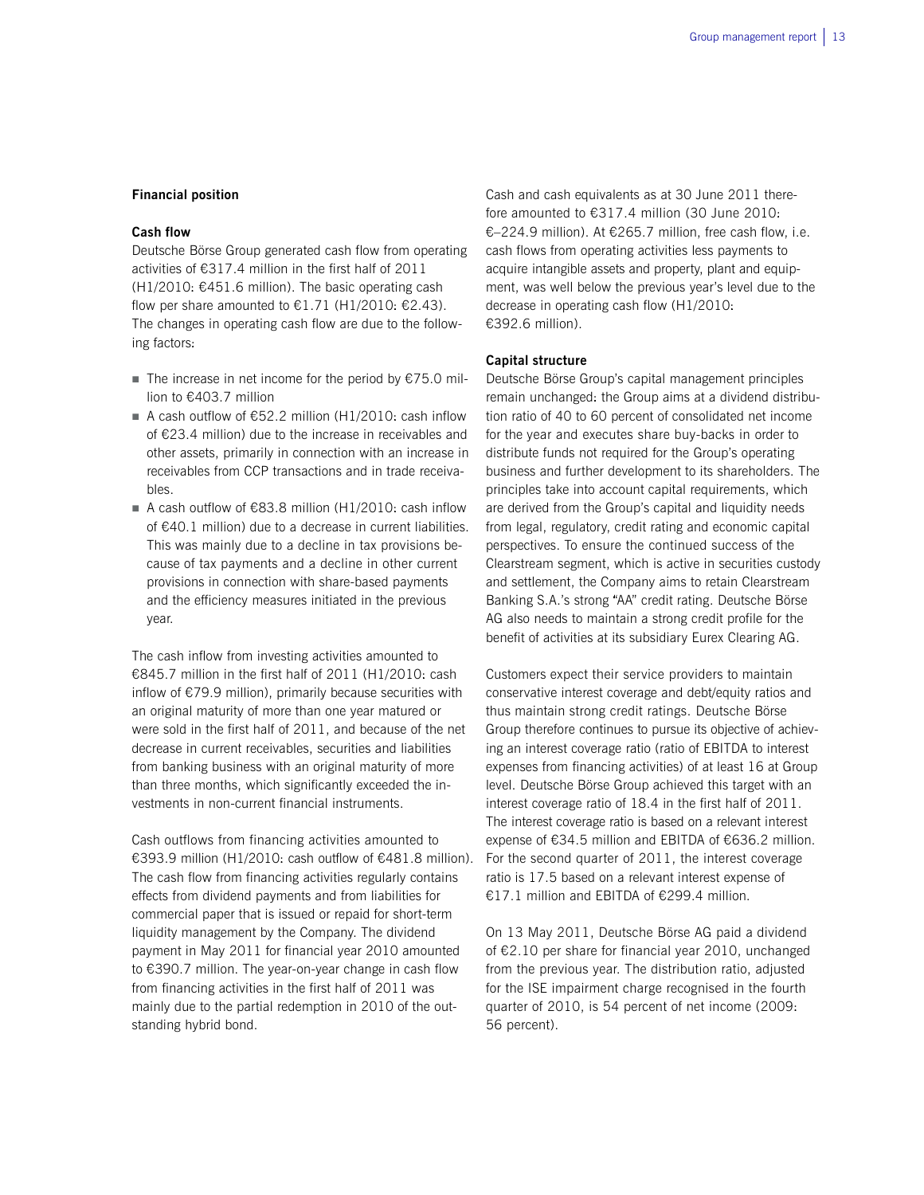## Financial position

### Cash flow

Deutsche Börse Group generated cash flow from operating activities of €317.4 million in the first half of 2011 (H1/2010: €451.6 million). The basic operating cash flow per share amounted to €1.71 (H1/2010: €2.43). The changes in operating cash flow are due to the following factors:

- The increase in net income for the period by €75.0 million to €403.7 million
- A cash outflow of €52.2 million (H1/2010: cash inflow of €23.4 million) due to the increase in receivables and other assets, primarily in connection with an increase in receivables from CCP transactions and in trade receivables.
- A cash outflow of €83.8 million (H1/2010: cash inflow of €40.1 million) due to a decrease in current liabilities. This was mainly due to a decline in tax provisions because of tax payments and a decline in other current provisions in connection with share-based payments and the efficiency measures initiated in the previous year.

The cash inflow from investing activities amounted to €845.7 million in the first half of 2011 (H1/2010: cash inflow of €79.9 million), primarily because securities with an original maturity of more than one year matured or were sold in the first half of 2011, and because of the net decrease in current receivables, securities and liabilities from banking business with an original maturity of more than three months, which significantly exceeded the investments in non-current financial instruments.

Cash outflows from financing activities amounted to €393.9 million (H1/2010: cash outflow of €481.8 million). The cash flow from financing activities regularly contains effects from dividend payments and from liabilities for commercial paper that is issued or repaid for short-term liquidity management by the Company. The dividend payment in May 2011 for financial year 2010 amounted to €390.7 million. The year-on-year change in cash flow from financing activities in the first half of 2011 was mainly due to the partial redemption in 2010 of the outstanding hybrid bond.

Cash and cash equivalents as at 30 June 2011 therefore amounted to €317.4 million (30 June 2010: €–224.9 million). At €265.7 million, free cash flow, i.e. cash flows from operating activities less payments to acquire intangible assets and property, plant and equipment, was well below the previous year's level due to the decrease in operating cash flow (H1/2010: €392.6 million).

### Capital structure

Deutsche Börse Group's capital management principles remain unchanged: the Group aims at a dividend distribution ratio of 40 to 60 percent of consolidated net income for the year and executes share buy-backs in order to distribute funds not required for the Group's operating business and further development to its shareholders. The principles take into account capital requirements, which are derived from the Group's capital and liquidity needs from legal, regulatory, credit rating and economic capital perspectives. To ensure the continued success of the Clearstream segment, which is active in securities custody and settlement, the Company aims to retain Clearstream Banking S.A.'s strong "AA" credit rating. Deutsche Börse AG also needs to maintain a strong credit profile for the benefit of activities at its subsidiary Eurex Clearing AG.

Customers expect their service providers to maintain conservative interest coverage and debt/equity ratios and thus maintain strong credit ratings. Deutsche Börse Group therefore continues to pursue its objective of achieving an interest coverage ratio (ratio of EBITDA to interest expenses from financing activities) of at least 16 at Group level. Deutsche Börse Group achieved this target with an interest coverage ratio of 18.4 in the first half of 2011. The interest coverage ratio is based on a relevant interest expense of €34.5 million and EBITDA of €636.2 million. For the second quarter of 2011, the interest coverage ratio is 17.5 based on a relevant interest expense of €17.1 million and EBITDA of €299.4 million.

On 13 May 2011, Deutsche Börse AG paid a dividend of €2.10 per share for financial year 2010, unchanged from the previous year. The distribution ratio, adjusted for the ISE impairment charge recognised in the fourth quarter of 2010, is 54 percent of net income (2009: 56 percent).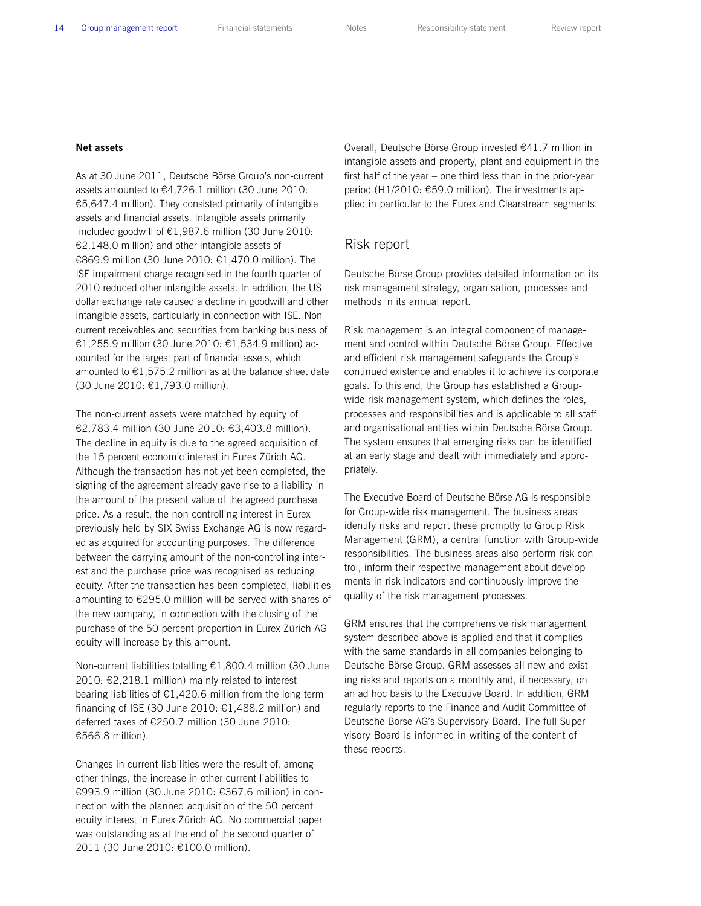**Net assets**

As at 30 June 2011, Deutsche Börse Group's non-current assets amounted to €4,726.1 million (30 June 2010: €5,647.4 million). They consisted primarily of intangible assets and financial assets. Intangible assets primarily included goodwill of €1,987.6 million (30 June 2010: €2,148.0 million) and other intangible assets of €869.9 million (30 June 2010: €1,470.0 million). The ISE impairment charge recognised in the fourth quarter of 2010 reduced other intangible assets. In addition, the US dollar exchange rate caused a decline in goodwill and other intangible assets, particularly in connection with ISE. Non-current receivables and securities from banking business of €1,255.9 million (30 June 2010: €1,534.9 million) accounted for the largest part of financial assets, which amounted to €1,575.2 million as at the balance sheet date (30 June 2010: €1,793.0 million).

The non-current assets were matched by equity of €2,783.4 million (30 June 2010: €3,403.8 million). The decline in equity is due to the agreed acquisition of the 15 percent economic interest in Eurex Zürich AG. Although the transaction has not yet been completed, the signing of the agreement already gave rise to a liability in the amount of the present value of the agreed purchase price. As a result, the non-controlling interest in Eurex previously held by SIX Swiss Exchange AG is now regarded as acquired for accounting purposes. The difference between the carrying amount of the non-controlling interest and the purchase price was recognised as reducing equity. After the transaction has been completed, liabilities amounting to €295.0 million will be served with shares of the new company, in connection with the closing of the purchase of the 50 percent proportion in Eurex Zürich AG equity will increase by this amount.

Non-current liabilities totalling €1,800.4 million (30 June 2010: €2,218.1 million) mainly related to interest-bearing liabilities of €1,420.6 million from the long-term financing of ISE (30 June 2010: €1,488.2 million) and deferred taxes of €250.7 million (30 June 2010: €566.8 million).

Changes in current liabilities were the result of, among other things, the increase in other current liabilities to €993.9 million (30 June 2010: €367.6 million) in connection with the planned acquisition of the 50 percent equity interest in Eurex Zürich AG. No commercial paper was outstanding as at the end of the second quarter of 2011 (30 June 2010: €100.0 million).

Overall, Deutsche Börse Group invested €41.7 million in intangible assets and property, plant and equipment in the first half of the year – one third less than in the prior-year period (H1/2010: €59.0 million). The investments applied in particular to the Eurex and Clearstream segments.

## Risk report

Deutsche Börse Group provides detailed information on its risk management strategy, organisation, processes and methods in its annual report.

Risk management is an integral component of management and control within Deutsche Börse Group. Effective and efficient risk management safeguards the Group's continued existence and enables it to achieve its corporate goals. To this end, the Group has established a Group-wide risk management system, which defines the roles, processes and responsibilities and is applicable to all staff and organisational entities within Deutsche Börse Group. The system ensures that emerging risks can be identified at an early stage and dealt with immediately and appropriately.

The Executive Board of Deutsche Börse AG is responsible for Group-wide risk management. The business areas identify risks and report these promptly to Group Risk Management (GRM), a central function with Group-wide responsibilities. The business areas also perform risk control, inform their respective management about developments in risk indicators and continuously improve the quality of the risk management processes.

GRM ensures that the comprehensive risk management system described above is applied and that it complies with the same standards in all companies belonging to Deutsche Börse Group. GRM assesses all new and existing risks and reports on a monthly and, if necessary, on an ad hoc basis to the Executive Board. In addition, GRM regularly reports to the Finance and Audit Committee of Deutsche Börse AG's Supervisory Board. The full Supervisory Board is informed in writing of the content of these reports.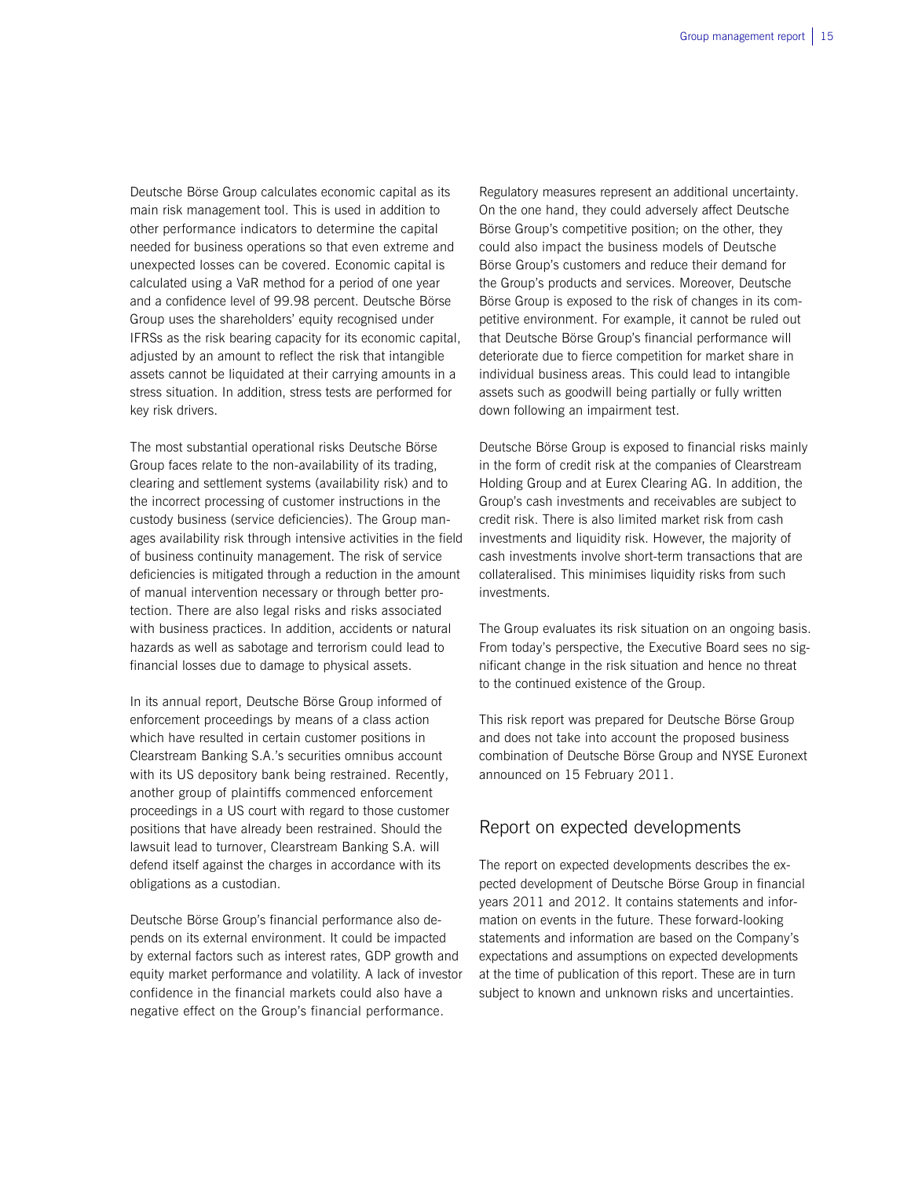Deutsche Börse Group calculates economic capital as its main risk management tool. This is used in addition to other performance indicators to determine the capital needed for business operations so that even extreme and unexpected losses can be covered. Economic capital is calculated using a VaR method for a period of one year and a confidence level of 99.98 percent. Deutsche Börse Group uses the shareholders' equity recognised under IFRSs as the risk bearing capacity for its economic capital, adjusted by an amount to reflect the risk that intangible assets cannot be liquidated at their carrying amounts in a stress situation. In addition, stress tests are performed for key risk drivers.

The most substantial operational risks Deutsche Börse Group faces relate to the non-availability of its trading, clearing and settlement systems (availability risk) and to the incorrect processing of customer instructions in the custody business (service deficiencies). The Group manages availability risk through intensive activities in the field of business continuity management. The risk of service deficiencies is mitigated through a reduction in the amount of manual intervention necessary or through better protection. There are also legal risks and risks associated with business practices. In addition, accidents or natural hazards as well as sabotage and terrorism could lead to financial losses due to damage to physical assets.

In its annual report, Deutsche Börse Group informed of enforcement proceedings by means of a class action which have resulted in certain customer positions in Clearstream Banking S.A.'s securities omnibus account with its US depository bank being restrained. Recently, another group of plaintiffs commenced enforcement proceedings in a US court with regard to those customer positions that have already been restrained. Should the lawsuit lead to turnover, Clearstream Banking S.A. will defend itself against the charges in accordance with its obligations as a custodian.

Deutsche Börse Group's financial performance also depends on its external environment. It could be impacted by external factors such as interest rates, GDP growth and equity market performance and volatility. A lack of investor confidence in the financial markets could also have a negative effect on the Group's financial performance.

Regulatory measures represent an additional uncertainty. On the one hand, they could adversely affect Deutsche Börse Group's competitive position; on the other, they could also impact the business models of Deutsche Börse Group's customers and reduce their demand for the Group's products and services. Moreover, Deutsche Börse Group is exposed to the risk of changes in its competitive environment. For example, it cannot be ruled out that Deutsche Börse Group's financial performance will deteriorate due to fierce competition for market share in individual business areas. This could lead to intangible assets such as goodwill being partially or fully written down following an impairment test.

Deutsche Börse Group is exposed to financial risks mainly in the form of credit risk at the companies of Clearstream Holding Group and at Eurex Clearing AG. In addition, the Group's cash investments and receivables are subject to credit risk. There is also limited market risk from cash investments and liquidity risk. However, the majority of cash investments involve short-term transactions that are collateralised. This minimises liquidity risks from such investments.

The Group evaluates its risk situation on an ongoing basis. From today's perspective, the Executive Board sees no significant change in the risk situation and hence no threat to the continued existence of the Group.

This risk report was prepared for Deutsche Börse Group and does not take into account the proposed business combination of Deutsche Börse Group and NYSE Euronext announced on 15 February 2011.

## Report on expected developments

The report on expected developments describes the expected development of Deutsche Börse Group in financial years 2011 and 2012. It contains statements and information on events in the future. These forward-looking statements and information are based on the Company's expectations and assumptions on expected developments at the time of publication of this report. These are in turn subject to known and unknown risks and uncertainties.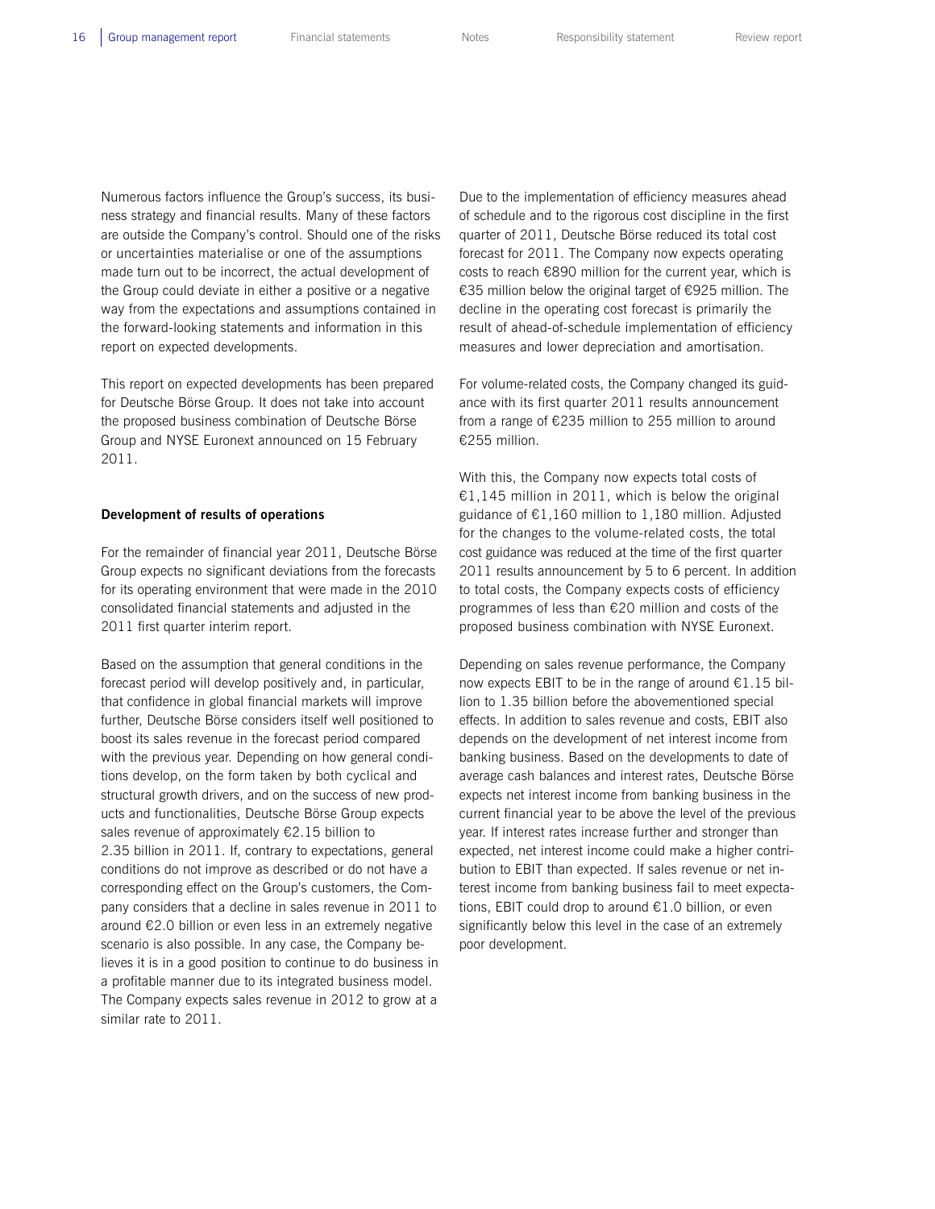Numerous factors influence the Group's success, its business strategy and financial results. Many of these factors are outside the Company's control. Should one of the risks or uncertainties materialise or one of the assumptions made turn out to be incorrect, the actual development of the Group could deviate in either a positive or a negative way from the expectations and assumptions contained in the forward-looking statements and information in this report on expected developments.

This report on expected developments has been prepared for Deutsche Börse Group. It does not take into account the proposed business combination of Deutsche Börse Group and NYSE Euronext announced on 15 February 2011.

**Development of results of operations**

For the remainder of financial year 2011, Deutsche Börse Group expects no significant deviations from the forecasts for its operating environment that were made in the 2010 consolidated financial statements and adjusted in the 2011 first quarter interim report.

Based on the assumption that general conditions in the forecast period will develop positively and, in particular, that confidence in global financial markets will improve further, Deutsche Börse considers itself well positioned to boost its sales revenue in the forecast period compared with the previous year. Depending on how general conditions develop, on the form taken by both cyclical and structural growth drivers, and on the success of new products and functionalities, Deutsche Börse Group expects sales revenue of approximately €2.15 billion to 2.35 billion in 2011. If, contrary to expectations, general conditions do not improve as described or do not have a corresponding effect on the Group's customers, the Company considers that a decline in sales revenue in 2011 to around €2.0 billion or even less in an extremely negative scenario is also possible. In any case, the Company believes it is in a good position to continue to do business in a profitable manner due to its integrated business model. The Company expects sales revenue in 2012 to grow at a similar rate to 2011.

Due to the implementation of efficiency measures ahead of schedule and to the rigorous cost discipline in the first quarter of 2011, Deutsche Börse reduced its total cost forecast for 2011. The Company now expects operating costs to reach €890 million for the current year, which is €35 million below the original target of €925 million. The decline in the operating cost forecast is primarily the result of ahead-of-schedule implementation of efficiency measures and lower depreciation and amortisation.

For volume-related costs, the Company changed its guidance with its first quarter 2011 results announcement from a range of €235 million to 255 million to around €255 million.

With this, the Company now expects total costs of €1,145 million in 2011, which is below the original guidance of €1,160 million to 1,180 million. Adjusted for the changes to the volume-related costs, the total cost guidance was reduced at the time of the first quarter 2011 results announcement by 5 to 6 percent. In addition to total costs, the Company expects costs of efficiency programmes of less than €20 million and costs of the proposed business combination with NYSE Euronext.

Depending on sales revenue performance, the Company now expects EBIT to be in the range of around €1.15 billion to 1.35 billion before the abovementioned special effects. In addition to sales revenue and costs, EBIT also depends on the development of net interest income from banking business. Based on the developments to date of average cash balances and interest rates, Deutsche Börse expects net interest income from banking business in the current financial year to be above the level of the previous year. If interest rates increase further and stronger than expected, net interest income could make a higher contribution to EBIT than expected. If sales revenue or net interest income from banking business fail to meet expectations, EBIT could drop to around €1.0 billion, or even significantly below this level in the case of an extremely poor development.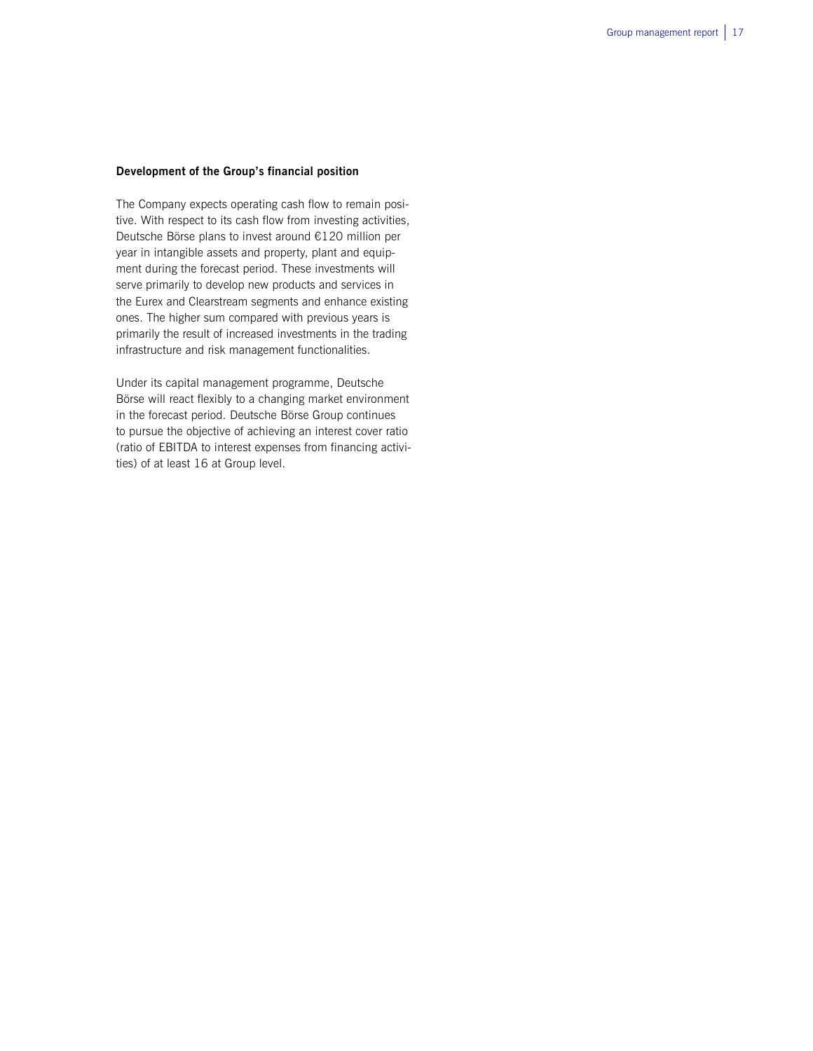**Development of the Group's financial position**

The Company expects operating cash flow to remain positive. With respect to its cash flow from investing activities, Deutsche Börse plans to invest around €120 million per year in intangible assets and property, plant and equipment during the forecast period. These investments will serve primarily to develop new products and services in the Eurex and Clearstream segments and enhance existing ones. The higher sum compared with previous years is primarily the result of increased investments in the trading infrastructure and risk management functionalities.

Under its capital management programme, Deutsche Börse will react flexibly to a changing market environment in the forecast period. Deutsche Börse Group continues to pursue the objective of achieving an interest cover ratio (ratio of EBITDA to interest expenses from financing activities) of at least 16 at Group level.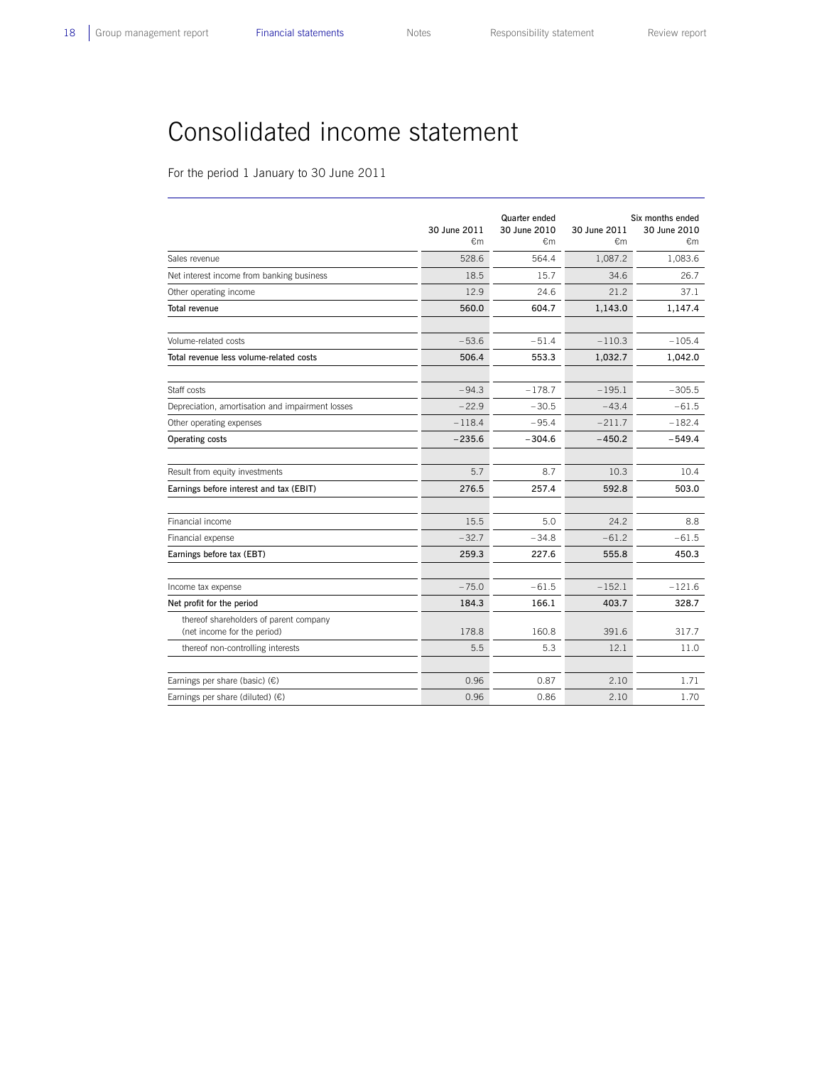# Consolidated income statement

For the period 1 January to 30 June 2011

| | Quarter ended | | Six months ended | |
|---|---|---|---|---|
| | 30 June 2011 €m | 30 June 2010 €m | 30 June 2011 €m | 30 June 2010 €m |
| Sales revenue | 528.6 | 564.4 | 1,087.2 | 1,083.6 |
| Net interest income from banking business | 18.5 | 15.7 | 34.6 | 26.7 |
| Other operating income | 12.9 | 24.6 | 21.2 | 37.1 |
| **Total revenue** | **560.0** | **604.7** | **1,143.0** | **1,147.4** |
| | | | | |
| Volume-related costs | –53.6 | –51.4 | –110.3 | –105.4 |
| **Total revenue less volume-related costs** | **506.4** | **553.3** | **1,032.7** | **1,042.0** |
| | | | | |
| Staff costs | –94.3 | –178.7 | –195.1 | –305.5 |
| Depreciation, amortisation and impairment losses | –22.9 | –30.5 | –43.4 | –61.5 |
| Other operating expenses | –118.4 | –95.4 | –211.7 | –182.4 |
| **Operating costs** | **–235.6** | **–304.6** | **–450.2** | **–549.4** |
| | | | | |
| Result from equity investments | 5.7 | 8.7 | 10.3 | 10.4 |
| **Earnings before interest and tax (EBIT)** | **276.5** | **257.4** | **592.8** | **503.0** |
| | | | | |
| Financial income | 15.5 | 5.0 | 24.2 | 8.8 |
| Financial expense | –32.7 | –34.8 | –61.2 | –61.5 |
| **Earnings before tax (EBT)** | **259.3** | **227.6** | **555.8** | **450.3** |
| | | | | |
| Income tax expense | –75.0 | –61.5 | –152.1 | –121.6 |
| **Net profit for the period** | **184.3** | **166.1** | **403.7** | **328.7** |
| thereof shareholders of parent company (net income for the period) | 178.8 | 160.8 | 391.6 | 317.7 |
| thereof non-controlling interests | 5.5 | 5.3 | 12.1 | 11.0 |
| | | | | |
| Earnings per share (basic) (€) | 0.96 | 0.87 | 2.10 | 1.71 |
| Earnings per share (diluted) (€) | 0.96 | 0.86 | 2.10 | 1.70 |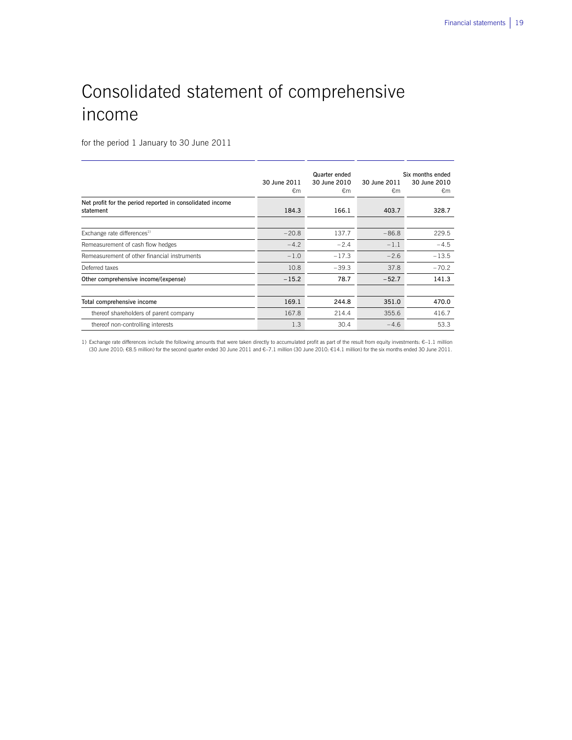# Consolidated statement of comprehensive income

for the period 1 January to 30 June 2011

| | Quarter ended | | Six months ended | |
|---|---|---|---|---|
| | 30 June 2011<br>€m | 30 June 2010<br>€m | 30 June 2011<br>€m | 30 June 2010<br>€m |
| **Net profit for the period reported in consolidated income statement** | **184.3** | **166.1** | **403.7** | **328.7** |
| Exchange rate differences[1] | −20.8 | 137.7 | −86.8 | 229.5 |
| Remeasurement of cash flow hedges | −4.2 | −2.4 | −1.1 | −4.5 |
| Remeasurement of other financial instruments | −1.0 | −17.3 | −2.6 | −13.5 |
| Deferred taxes | 10.8 | −39.3 | 37.8 | −70.2 |
| **Other comprehensive income/(expense)** | **−15.2** | **78.7** | **−52.7** | **141.3** |
| **Total comprehensive income** | **169.1** | **244.8** | **351.0** | **470.0** |
| thereof shareholders of parent company | 167.8 | 214.4 | 355.6 | 416.7 |
| thereof non-controlling interests | 1.3 | 30.4 | −4.6 | 53.3 |

1) Exchange rate differences include the following amounts that were taken directly to accumulated profit as part of the result from equity investments: €−1.1 million (30 June 2010: €8.5 million) for the second quarter ended 30 June 2011 and €−7.1 million (30 June 2010: €14.1 million) for the six months ended 30 June 2011.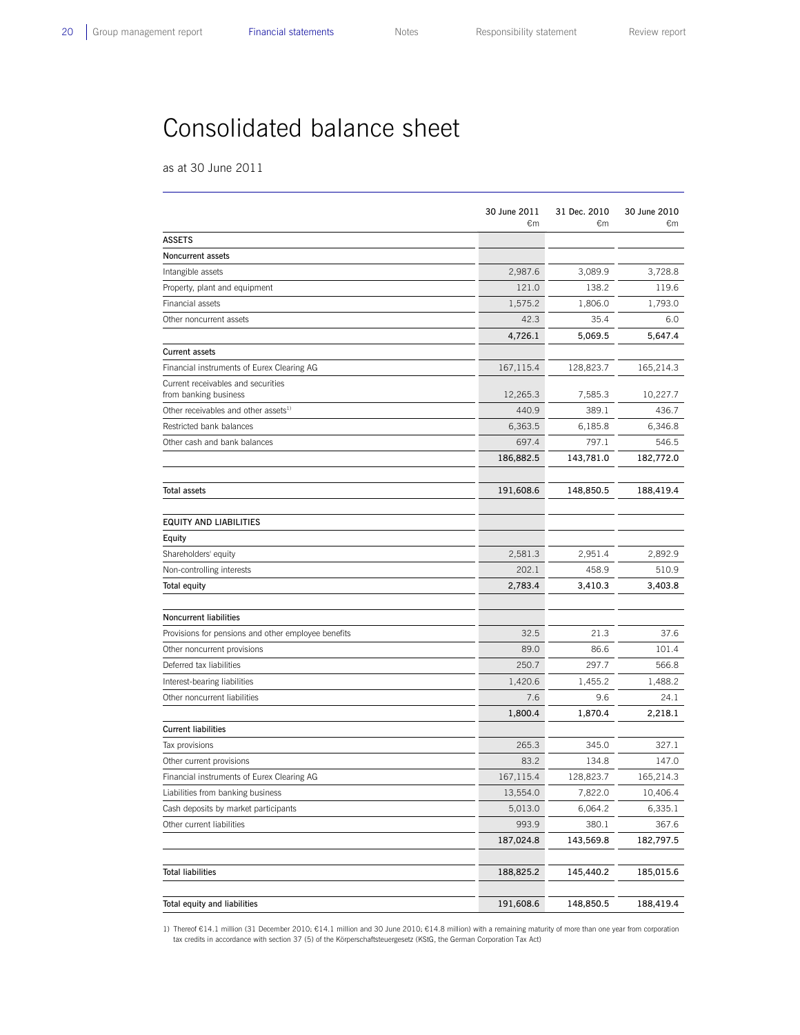# Consolidated balance sheet

as at 30 June 2011

| | 30 June 2011 €m | 31 Dec. 2010 €m | 30 June 2010 €m |
|---|---|---|---|
| **ASSETS** | | | |
| **Noncurrent assets** | | | |
| Intangible assets | 2,987.6 | 3,089.9 | 3,728.8 |
| Property, plant and equipment | 121.0 | 138.2 | 119.6 |
| Financial assets | 1,575.2 | 1,806.0 | 1,793.0 |
| Other noncurrent assets | 42.3 | 35.4 | 6.0 |
| | **4,726.1** | **5,069.5** | **5,647.4** |
| **Current assets** | | | |
| Financial instruments of Eurex Clearing AG | 167,115.4 | 128,823.7 | 165,214.3 |
| Current receivables and securities from banking business | 12,265.3 | 7,585.3 | 10,227.7 |
| Other receivables and other assets[1] | 440.9 | 389.1 | 436.7 |
| Restricted bank balances | 6,363.5 | 6,185.8 | 6,346.8 |
| Other cash and bank balances | 697.4 | 797.1 | 546.5 |
| | **186,882.5** | **143,781.0** | **182,772.0** |
| | | | |
| **Total assets** | **191,608.6** | **148,850.5** | **188,419.4** |
| | | | |
| **EQUITY AND LIABILITIES** | | | |
| **Equity** | | | |
| Shareholders' equity | 2,581.3 | 2,951.4 | 2,892.9 |
| Non-controlling interests | 202.1 | 458.9 | 510.9 |
| **Total equity** | **2,783.4** | **3,410.3** | **3,403.8** |
| | | | |
| **Noncurrent liabilities** | | | |
| Provisions for pensions and other employee benefits | 32.5 | 21.3 | 37.6 |
| Other noncurrent provisions | 89.0 | 86.6 | 101.4 |
| Deferred tax liabilities | 250.7 | 297.7 | 566.8 |
| Interest-bearing liabilities | 1,420.6 | 1,455.2 | 1,488.2 |
| Other noncurrent liabilities | 7.6 | 9.6 | 24.1 |
| | **1,800.4** | **1,870.4** | **2,218.1** |
| **Current liabilities** | | | |
| Tax provisions | 265.3 | 345.0 | 327.1 |
| Other current provisions | 83.2 | 134.8 | 147.0 |
| Financial instruments of Eurex Clearing AG | 167,115.4 | 128,823.7 | 165,214.3 |
| Liabilities from banking business | 13,554.0 | 7,822.0 | 10,406.4 |
| Cash deposits by market participants | 5,013.0 | 6,064.2 | 6,335.1 |
| Other current liabilities | 993.9 | 380.1 | 367.6 |
| | **187,024.8** | **143,569.8** | **182,797.5** |
| | | | |
| **Total liabilities** | **188,825.2** | **145,440.2** | **185,015.6** |
| | | | |
| **Total equity and liabilities** | **191,608.6** | **148,850.5** | **188,419.4** |

1) Thereof €14.1 million (31 December 2010: €14.1 million and 30 June 2010: €14.8 million) with a remaining maturity of more than one year from corporation tax credits in accordance with section 37 (5) of the Körperschaftsteuergesetz (KStG, the German Corporation Tax Act)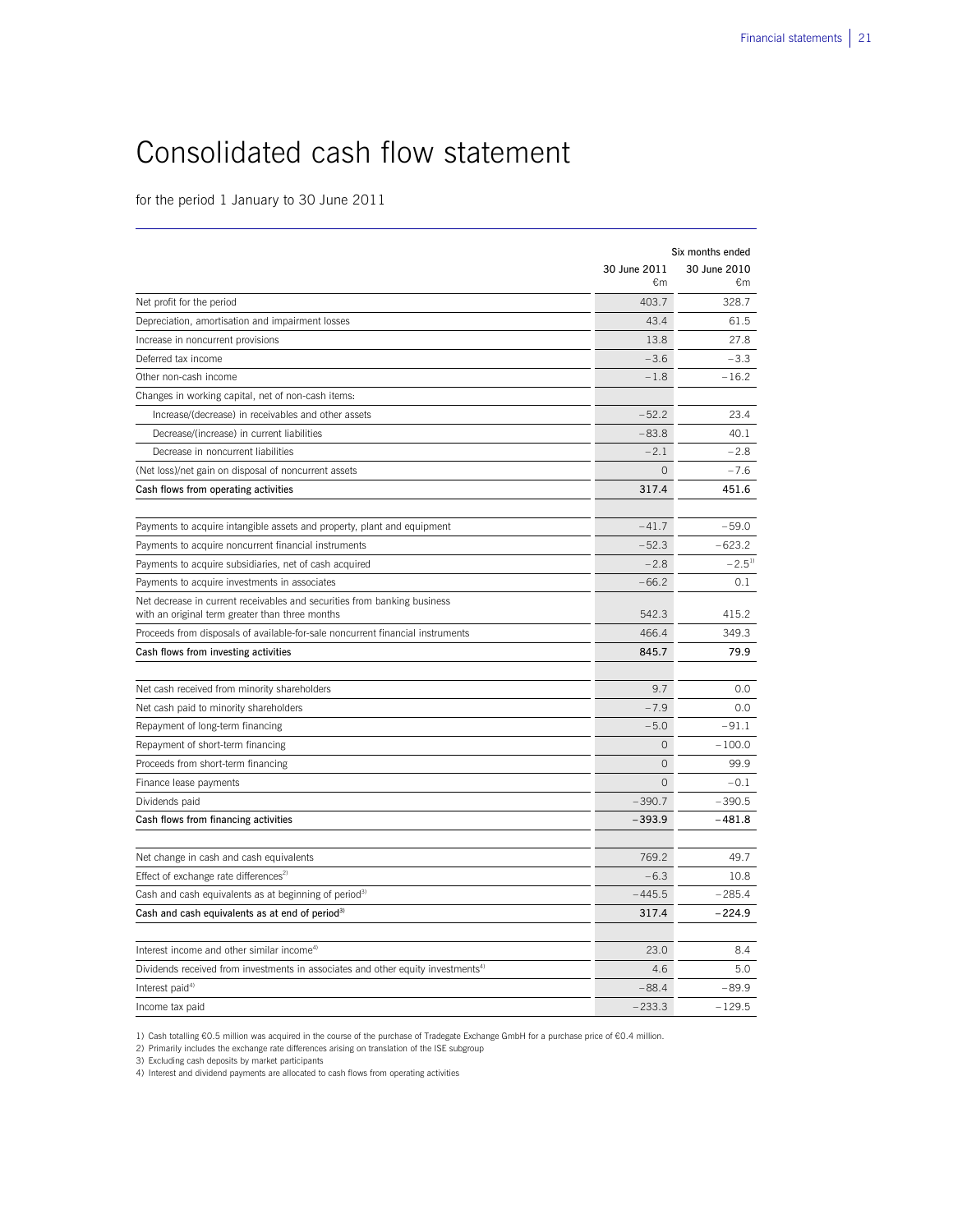# Consolidated cash flow statement

for the period 1 January to 30 June 2011

| | Six months ended | |
|---|---|---|
| | 30 June 2011 €m | 30 June 2010 €m |
| Net profit for the period | 403.7 | 328.7 |
| Depreciation, amortisation and impairment losses | 43.4 | 61.5 |
| Increase in noncurrent provisions | 13.8 | 27.8 |
| Deferred tax income | –3.6 | –3.3 |
| Other non-cash income | –1.8 | –16.2 |
| Changes in working capital, net of non-cash items: | | |
| Increase/(decrease) in receivables and other assets | –52.2 | 23.4 |
| Decrease/(increase) in current liabilities | –83.8 | 40.1 |
| Decrease in noncurrent liabilities | –2.1 | –2.8 |
| (Net loss)/net gain on disposal of noncurrent assets | 0 | –7.6 |
| **Cash flows from operating activities** | **317.4** | **451.6** |
| | | |
| Payments to acquire intangible assets and property, plant and equipment | –41.7 | –59.0 |
| Payments to acquire noncurrent financial instruments | –52.3 | –623.2 |
| Payments to acquire subsidiaries, net of cash acquired | –2.8 | –2.5[1] |
| Payments to acquire investments in associates | –66.2 | 0.1 |
| Net decrease in current receivables and securities from banking business with an original term greater than three months | 542.3 | 415.2 |
| Proceeds from disposals of available-for-sale noncurrent financial instruments | 466.4 | 349.3 |
| **Cash flows from investing activities** | **845.7** | **79.9** |
| | | |
| Net cash received from minority shareholders | 9.7 | 0.0 |
| Net cash paid to minority shareholders | –7.9 | 0.0 |
| Repayment of long-term financing | –5.0 | –91.1 |
| Repayment of short-term financing | 0 | –100.0 |
| Proceeds from short-term financing | 0 | 99.9 |
| Finance lease payments | 0 | –0.1 |
| Dividends paid | –390.7 | –390.5 |
| **Cash flows from financing activities** | **–393.9** | **–481.8** |
| | | |
| Net change in cash and cash equivalents | 769.2 | 49.7 |
| Effect of exchange rate differences[2] | –6.3 | 10.8 |
| Cash and cash equivalents as at beginning of period[3] | –445.5 | –285.4 |
| **Cash and cash equivalents as at end of period[3]** | **317.4** | **–224.9** |
| | | |
| Interest income and other similar income[4] | 23.0 | 8.4 |
| Dividends received from investments in associates and other equity investments[4] | 4.6 | 5.0 |
| Interest paid[4] | –88.4 | –89.9 |
| Income tax paid | –233.3 | –129.5 |

1) Cash totalling €0.5 million was acquired in the course of the purchase of Tradegate Exchange GmbH for a purchase price of €0.4 million.
2) Primarily includes the exchange rate differences arising on translation of the ISE subgroup
3) Excluding cash deposits by market participants
4) Interest and dividend payments are allocated to cash flows from operating activities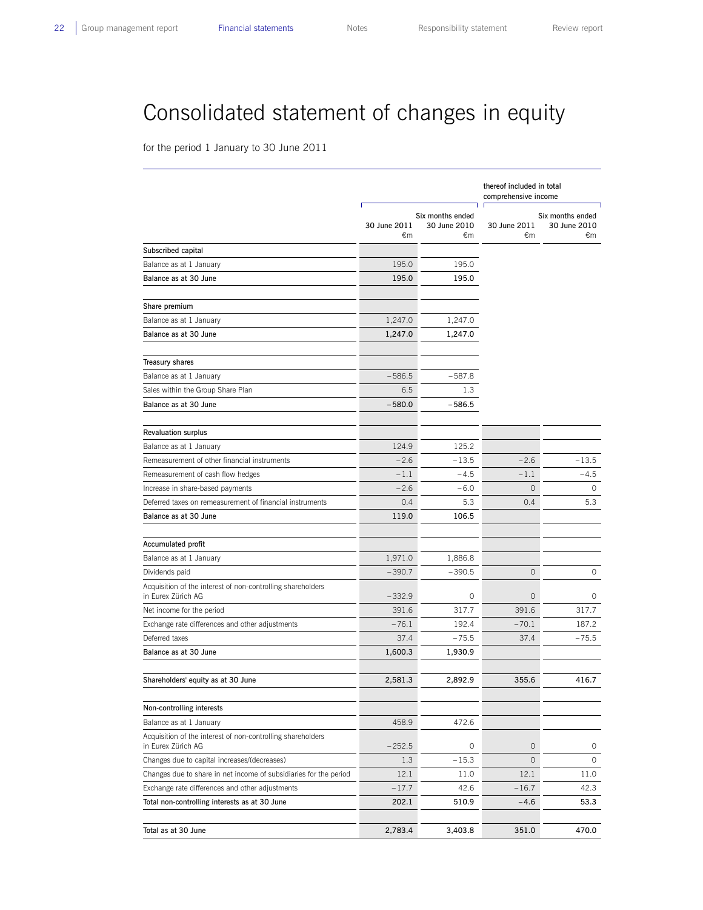# Consolidated statement of changes in equity

for the period 1 January to 30 June 2011

| | | | thereof included in total comprehensive income | |
|---|---|---|---|---|
| | | Six months ended | | Six months ended |
| | 30 June 2011 €m | 30 June 2010 €m | 30 June 2011 €m | 30 June 2010 €m |
| **Subscribed capital** | | | | |
| Balance as at 1 January | 195.0 | 195.0 | | |
| **Balance as at 30 June** | **195.0** | **195.0** | | |
| | | | | |
| **Share premium** | | | | |
| Balance as at 1 January | 1,247.0 | 1,247.0 | | |
| **Balance as at 30 June** | **1,247.0** | **1,247.0** | | |
| | | | | |
| **Treasury shares** | | | | |
| Balance as at 1 January | –586.5 | –587.8 | | |
| Sales within the Group Share Plan | 6.5 | 1.3 | | |
| **Balance as at 30 June** | **–580.0** | **–586.5** | | |
| | | | | |
| **Revaluation surplus** | | | | |
| Balance as at 1 January | 124.9 | 125.2 | | |
| Remeasurement of other financial instruments | –2.6 | –13.5 | –2.6 | –13.5 |
| Remeasurement of cash flow hedges | –1.1 | –4.5 | –1.1 | –4.5 |
| Increase in share-based payments | –2.6 | –6.0 | 0 | 0 |
| Deferred taxes on remeasurement of financial instruments | 0.4 | 5.3 | 0.4 | 5.3 |
| **Balance as at 30 June** | **119.0** | **106.5** | | |
| | | | | |
| **Accumulated profit** | | | | |
| Balance as at 1 January | 1,971.0 | 1,886.8 | | |
| Dividends paid | –390.7 | –390.5 | 0 | 0 |
| Acquisition of the interest of non-controlling shareholders in Eurex Zürich AG | –332.9 | 0 | 0 | 0 |
| Net income for the period | 391.6 | 317.7 | 391.6 | 317.7 |
| Exchange rate differences and other adjustments | –76.1 | 192.4 | –70.1 | 187.2 |
| Deferred taxes | 37.4 | –75.5 | 37.4 | –75.5 |
| **Balance as at 30 June** | **1,600.3** | **1,930.9** | | |
| | | | | |
| **Shareholders' equity as at 30 June** | **2,581.3** | **2,892.9** | **355.6** | **416.7** |
| | | | | |
| **Non-controlling interests** | | | | |
| Balance as at 1 January | 458.9 | 472.6 | | |
| Acquisition of the interest of non-controlling shareholders in Eurex Zürich AG | –252.5 | 0 | 0 | 0 |
| Changes due to capital increases/(decreases) | 1.3 | –15.3 | 0 | 0 |
| Changes due to share in net income of subsidiaries for the period | 12.1 | 11.0 | 12.1 | 11.0 |
| Exchange rate differences and other adjustments | –17.7 | 42.6 | –16.7 | 42.3 |
| **Total non-controlling interests as at 30 June** | **202.1** | **510.9** | **–4.6** | **53.3** |
| | | | | |
| **Total as at 30 June** | **2,783.4** | **3,403.8** | **351.0** | **470.0** |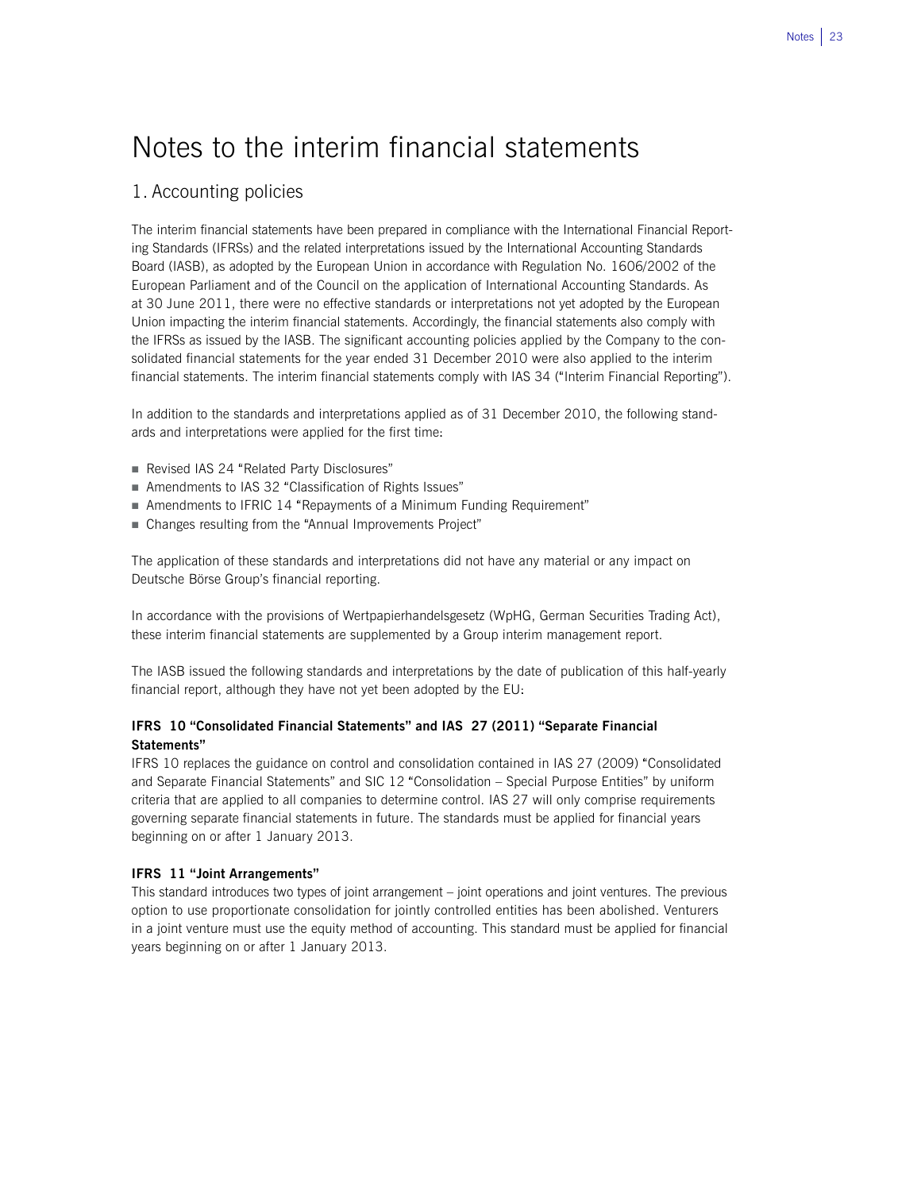# Notes to the interim financial statements

## 1. Accounting policies

The interim financial statements have been prepared in compliance with the International Financial Reporting Standards (IFRSs) and the related interpretations issued by the International Accounting Standards Board (IASB), as adopted by the European Union in accordance with Regulation No. 1606/2002 of the European Parliament and of the Council on the application of International Accounting Standards. As at 30 June 2011, there were no effective standards or interpretations not yet adopted by the European Union impacting the interim financial statements. Accordingly, the financial statements also comply with the IFRSs as issued by the IASB. The significant accounting policies applied by the Company to the consolidated financial statements for the year ended 31 December 2010 were also applied to the interim financial statements. The interim financial statements comply with IAS 34 ("Interim Financial Reporting").

In addition to the standards and interpretations applied as of 31 December 2010, the following standards and interpretations were applied for the first time:

- Revised IAS 24 "Related Party Disclosures"
- Amendments to IAS 32 "Classification of Rights Issues"
- Amendments to IFRIC 14 "Repayments of a Minimum Funding Requirement"
- Changes resulting from the "Annual Improvements Project"

The application of these standards and interpretations did not have any material or any impact on Deutsche Börse Group's financial reporting.

In accordance with the provisions of Wertpapierhandelsgesetz (WpHG, German Securities Trading Act), these interim financial statements are supplemented by a Group interim management report.

The IASB issued the following standards and interpretations by the date of publication of this half-yearly financial report, although they have not yet been adopted by the EU:

**IFRS 10 "Consolidated Financial Statements" and IAS 27 (2011) "Separate Financial Statements"**
IFRS 10 replaces the guidance on control and consolidation contained in IAS 27 (2009) "Consolidated and Separate Financial Statements" and SIC 12 "Consolidation – Special Purpose Entities" by uniform criteria that are applied to all companies to determine control. IAS 27 will only comprise requirements governing separate financial statements in future. The standards must be applied for financial years beginning on or after 1 January 2013.

**IFRS 11 "Joint Arrangements"**
This standard introduces two types of joint arrangement – joint operations and joint ventures. The previous option to use proportionate consolidation for jointly controlled entities has been abolished. Venturers in a joint venture must use the equity method of accounting. This standard must be applied for financial years beginning on or after 1 January 2013.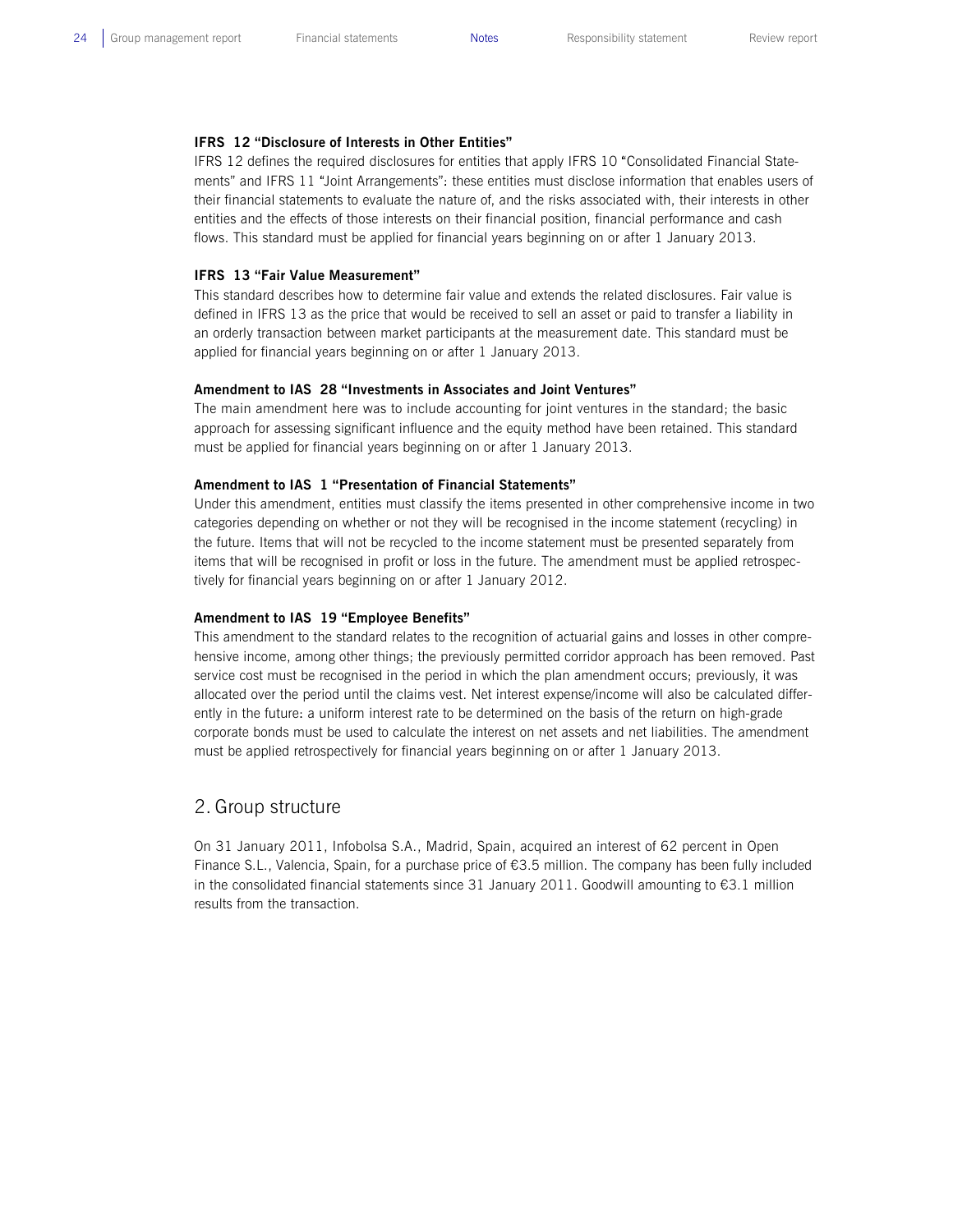### IFRS 12 "Disclosure of Interests in Other Entities"

IFRS 12 defines the required disclosures for entities that apply IFRS 10 "Consolidated Financial Statements" and IFRS 11 "Joint Arrangements": these entities must disclose information that enables users of their financial statements to evaluate the nature of, and the risks associated with, their interests in other entities and the effects of those interests on their financial position, financial performance and cash flows. This standard must be applied for financial years beginning on or after 1 January 2013.

### IFRS 13 "Fair Value Measurement"

This standard describes how to determine fair value and extends the related disclosures. Fair value is defined in IFRS 13 as the price that would be received to sell an asset or paid to transfer a liability in an orderly transaction between market participants at the measurement date. This standard must be applied for financial years beginning on or after 1 January 2013.

### Amendment to IAS 28 "Investments in Associates and Joint Ventures"

The main amendment here was to include accounting for joint ventures in the standard; the basic approach for assessing significant influence and the equity method have been retained. This standard must be applied for financial years beginning on or after 1 January 2013.

### Amendment to IAS 1 "Presentation of Financial Statements"

Under this amendment, entities must classify the items presented in other comprehensive income in two categories depending on whether or not they will be recognised in the income statement (recycling) in the future. Items that will not be recycled to the income statement must be presented separately from items that will be recognised in profit or loss in the future. The amendment must be applied retrospectively for financial years beginning on or after 1 January 2012.

### Amendment to IAS 19 "Employee Benefits"

This amendment to the standard relates to the recognition of actuarial gains and losses in other comprehensive income, among other things; the previously permitted corridor approach has been removed. Past service cost must be recognised in the period in which the plan amendment occurs; previously, it was allocated over the period until the claims vest. Net interest expense/income will also be calculated differently in the future: a uniform interest rate to be determined on the basis of the return on high-grade corporate bonds must be used to calculate the interest on net assets and net liabilities. The amendment must be applied retrospectively for financial years beginning on or after 1 January 2013.

## 2. Group structure

On 31 January 2011, Infobolsa S.A., Madrid, Spain, acquired an interest of 62 percent in Open Finance S.L., Valencia, Spain, for a purchase price of €3.5 million. The company has been fully included in the consolidated financial statements since 31 January 2011. Goodwill amounting to €3.1 million results from the transaction.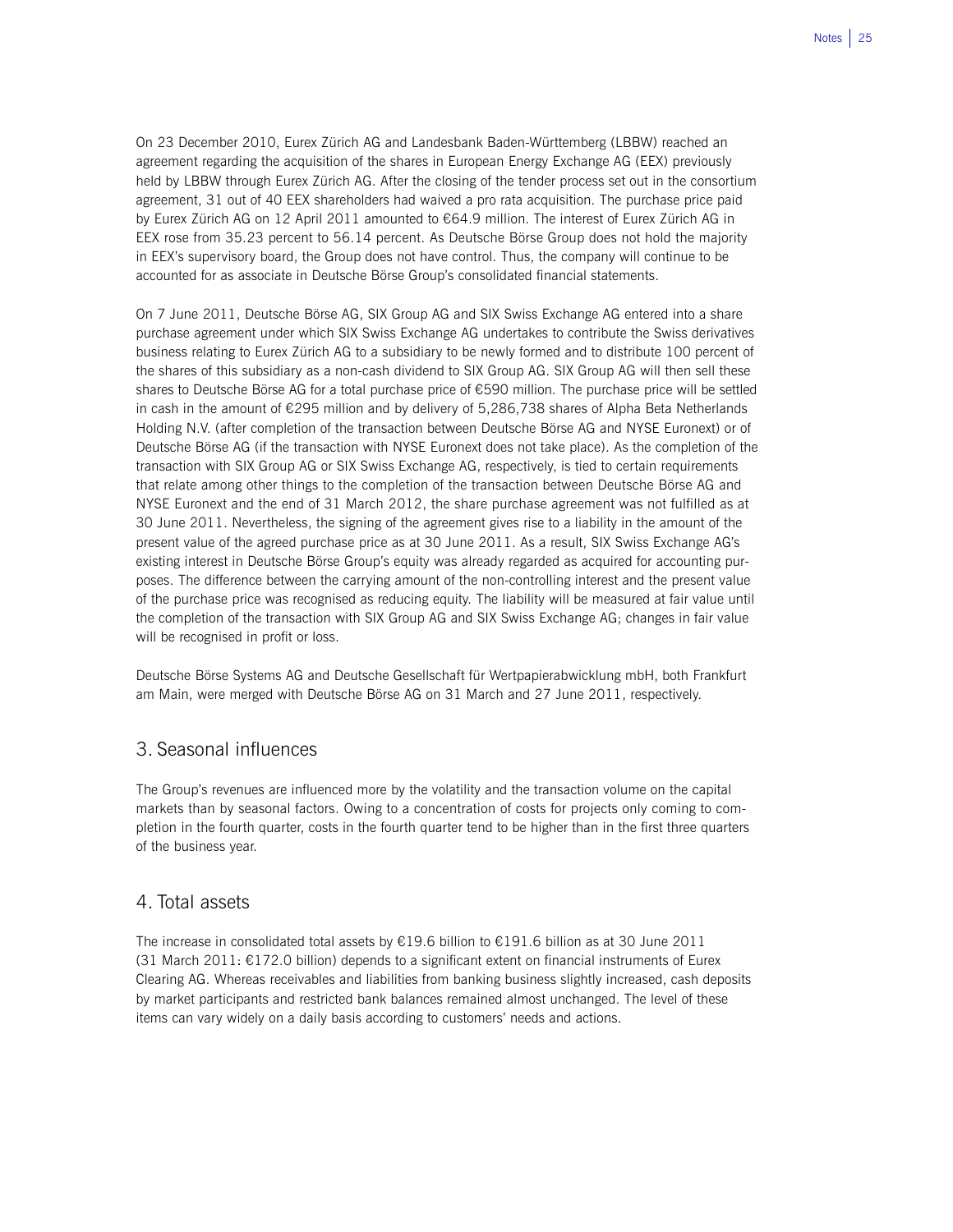On 23 December 2010, Eurex Zürich AG and Landesbank Baden-Württemberg (LBBW) reached an agreement regarding the acquisition of the shares in European Energy Exchange AG (EEX) previously held by LBBW through Eurex Zürich AG. After the closing of the tender process set out in the consortium agreement, 31 out of 40 EEX shareholders had waived a pro rata acquisition. The purchase price paid by Eurex Zürich AG on 12 April 2011 amounted to €64.9 million. The interest of Eurex Zürich AG in EEX rose from 35.23 percent to 56.14 percent. As Deutsche Börse Group does not hold the majority in EEX's supervisory board, the Group does not have control. Thus, the company will continue to be accounted for as associate in Deutsche Börse Group's consolidated financial statements.

On 7 June 2011, Deutsche Börse AG, SIX Group AG and SIX Swiss Exchange AG entered into a share purchase agreement under which SIX Swiss Exchange AG undertakes to contribute the Swiss derivatives business relating to Eurex Zürich AG to a subsidiary to be newly formed and to distribute 100 percent of the shares of this subsidiary as a non-cash dividend to SIX Group AG. SIX Group AG will then sell these shares to Deutsche Börse AG for a total purchase price of €590 million. The purchase price will be settled in cash in the amount of €295 million and by delivery of 5,286,738 shares of Alpha Beta Netherlands Holding N.V. (after completion of the transaction between Deutsche Börse AG and NYSE Euronext) or of Deutsche Börse AG (if the transaction with NYSE Euronext does not take place). As the completion of the transaction with SIX Group AG or SIX Swiss Exchange AG, respectively, is tied to certain requirements that relate among other things to the completion of the transaction between Deutsche Börse AG and NYSE Euronext and the end of 31 March 2012, the share purchase agreement was not fulfilled as at 30 June 2011. Nevertheless, the signing of the agreement gives rise to a liability in the amount of the present value of the agreed purchase price as at 30 June 2011. As a result, SIX Swiss Exchange AG's existing interest in Deutsche Börse Group's equity was already regarded as acquired for accounting purposes. The difference between the carrying amount of the non-controlling interest and the present value of the purchase price was recognised as reducing equity. The liability will be measured at fair value until the completion of the transaction with SIX Group AG and SIX Swiss Exchange AG; changes in fair value will be recognised in profit or loss.

Deutsche Börse Systems AG and Deutsche Gesellschaft für Wertpapierabwicklung mbH, both Frankfurt am Main, were merged with Deutsche Börse AG on 31 March and 27 June 2011, respectively.

## 3. Seasonal influences

The Group's revenues are influenced more by the volatility and the transaction volume on the capital markets than by seasonal factors. Owing to a concentration of costs for projects only coming to completion in the fourth quarter, costs in the fourth quarter tend to be higher than in the first three quarters of the business year.

## 4. Total assets

The increase in consolidated total assets by €19.6 billion to €191.6 billion as at 30 June 2011 (31 March 2011: €172.0 billion) depends to a significant extent on financial instruments of Eurex Clearing AG. Whereas receivables and liabilities from banking business slightly increased, cash deposits by market participants and restricted bank balances remained almost unchanged. The level of these items can vary widely on a daily basis according to customers' needs and actions.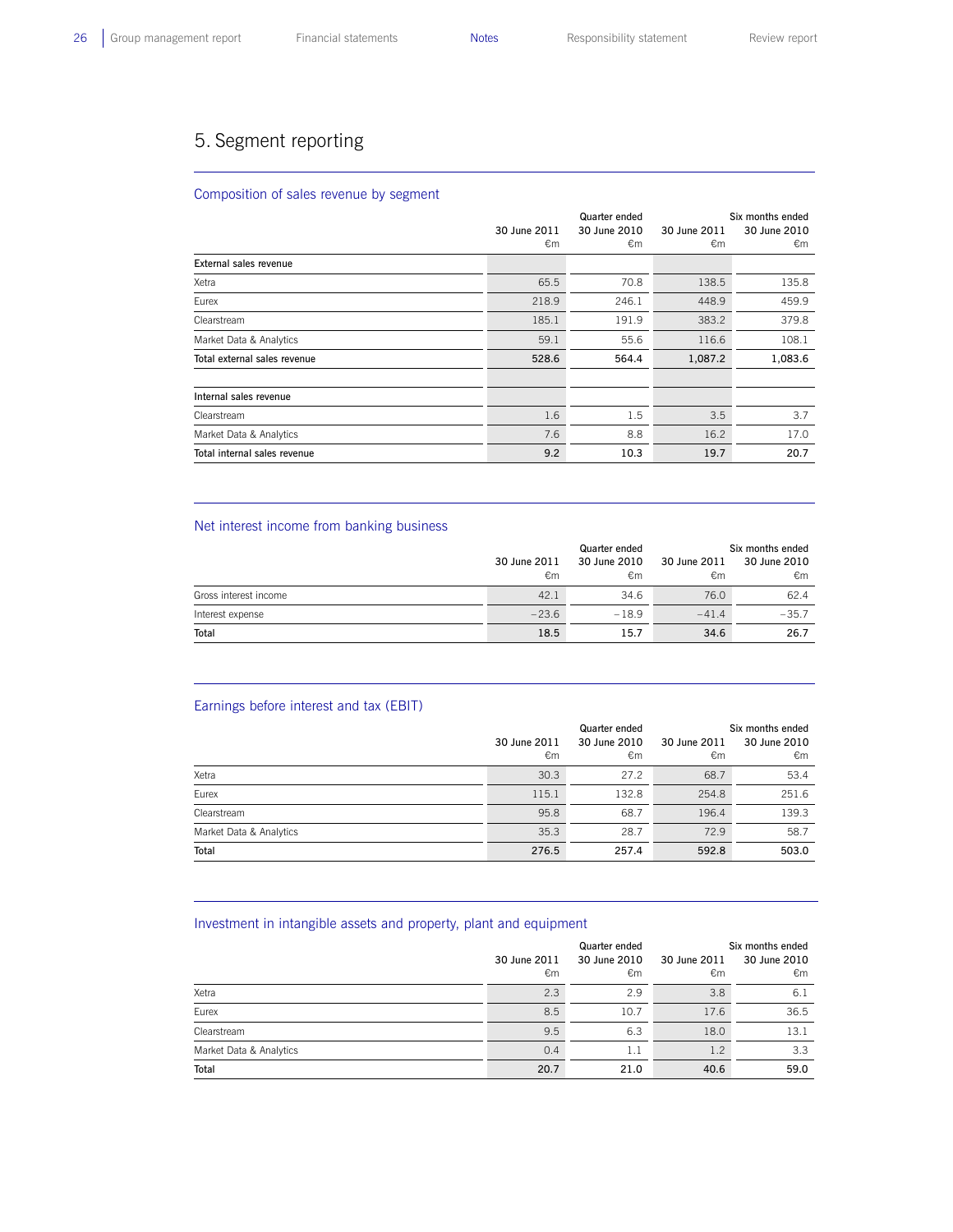## 5. Segment reporting

### Composition of sales revenue by segment

| | Quarter ended | | Six months ended | |
|---|---|---|---|---|
| | 30 June 2011 €m | 30 June 2010 €m | 30 June 2011 €m | 30 June 2010 €m |
| **External sales revenue** | | | | |
| Xetra | 65.5 | 70.8 | 138.5 | 135.8 |
| Eurex | 218.9 | 246.1 | 448.9 | 459.9 |
| Clearstream | 185.1 | 191.9 | 383.2 | 379.8 |
| Market Data & Analytics | 59.1 | 55.6 | 116.6 | 108.1 |
| **Total external sales revenue** | **528.6** | **564.4** | **1,087.2** | **1,083.6** |
| | | | | |
| **Internal sales revenue** | | | | |
| Clearstream | 1.6 | 1.5 | 3.5 | 3.7 |
| Market Data & Analytics | 7.6 | 8.8 | 16.2 | 17.0 |
| **Total internal sales revenue** | **9.2** | **10.3** | **19.7** | **20.7** |

### Net interest income from banking business

| | Quarter ended | | Six months ended | |
|---|---|---|---|---|
| | 30 June 2011 €m | 30 June 2010 €m | 30 June 2011 €m | 30 June 2010 €m |
| Gross interest income | 42.1 | 34.6 | 76.0 | 62.4 |
| Interest expense | –23.6 | –18.9 | –41.4 | –35.7 |
| **Total** | **18.5** | **15.7** | **34.6** | **26.7** |

### Earnings before interest and tax (EBIT)

| | Quarter ended | | Six months ended | |
|---|---|---|---|---|
| | 30 June 2011 €m | 30 June 2010 €m | 30 June 2011 €m | 30 June 2010 €m |
| Xetra | 30.3 | 27.2 | 68.7 | 53.4 |
| Eurex | 115.1 | 132.8 | 254.8 | 251.6 |
| Clearstream | 95.8 | 68.7 | 196.4 | 139.3 |
| Market Data & Analytics | 35.3 | 28.7 | 72.9 | 58.7 |
| **Total** | **276.5** | **257.4** | **592.8** | **503.0** |

### Investment in intangible assets and property, plant and equipment

| | Quarter ended | | Six months ended | |
|---|---|---|---|---|
| | 30 June 2011 €m | 30 June 2010 €m | 30 June 2011 €m | 30 June 2010 €m |
| Xetra | 2.3 | 2.9 | 3.8 | 6.1 |
| Eurex | 8.5 | 10.7 | 17.6 | 36.5 |
| Clearstream | 9.5 | 6.3 | 18.0 | 13.1 |
| Market Data & Analytics | 0.4 | 1.1 | 1.2 | 3.3 |
| **Total** | **20.7** | **21.0** | **40.6** | **59.0** |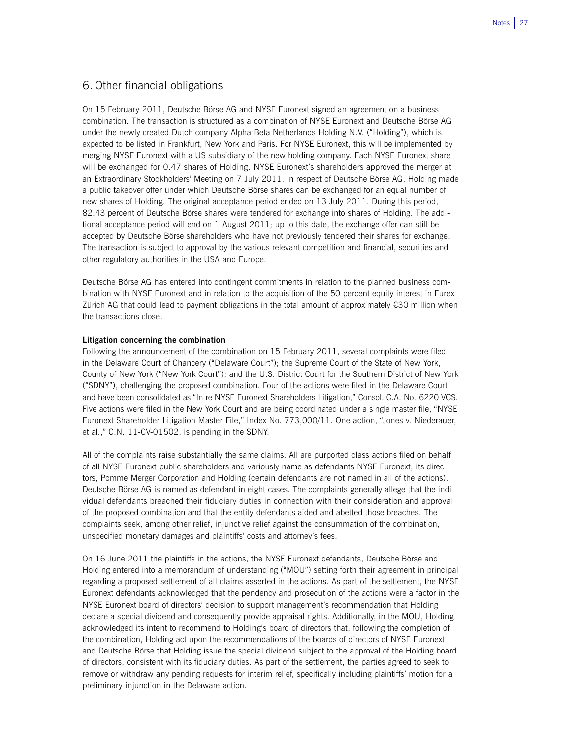## 6. Other financial obligations

On 15 February 2011, Deutsche Börse AG and NYSE Euronext signed an agreement on a business combination. The transaction is structured as a combination of NYSE Euronext and Deutsche Börse AG under the newly created Dutch company Alpha Beta Netherlands Holding N.V. ("Holding"), which is expected to be listed in Frankfurt, New York and Paris. For NYSE Euronext, this will be implemented by merging NYSE Euronext with a US subsidiary of the new holding company. Each NYSE Euronext share will be exchanged for 0.47 shares of Holding. NYSE Euronext's shareholders approved the merger at an Extraordinary Stockholders' Meeting on 7 July 2011. In respect of Deutsche Börse AG, Holding made a public takeover offer under which Deutsche Börse shares can be exchanged for an equal number of new shares of Holding. The original acceptance period ended on 13 July 2011. During this period, 82.43 percent of Deutsche Börse shares were tendered for exchange into shares of Holding. The additional acceptance period will end on 1 August 2011; up to this date, the exchange offer can still be accepted by Deutsche Börse shareholders who have not previously tendered their shares for exchange. The transaction is subject to approval by the various relevant competition and financial, securities and other regulatory authorities in the USA and Europe.

Deutsche Börse AG has entered into contingent commitments in relation to the planned business combination with NYSE Euronext and in relation to the acquisition of the 50 percent equity interest in Eurex Zürich AG that could lead to payment obligations in the total amount of approximately €30 million when the transactions close.

**Litigation concerning the combination**

Following the announcement of the combination on 15 February 2011, several complaints were filed in the Delaware Court of Chancery ("Delaware Court"); the Supreme Court of the State of New York, County of New York ("New York Court"); and the U.S. District Court for the Southern District of New York ("SDNY"), challenging the proposed combination. Four of the actions were filed in the Delaware Court and have been consolidated as "In re NYSE Euronext Shareholders Litigation," Consol. C.A. No. 6220-VCS. Five actions were filed in the New York Court and are being coordinated under a single master file, "NYSE Euronext Shareholder Litigation Master File," Index No. 773,000/11. One action, "Jones v. Niederauer, et al.," C.N. 11-CV-01502, is pending in the SDNY.

All of the complaints raise substantially the same claims. All are purported class actions filed on behalf of all NYSE Euronext public shareholders and variously name as defendants NYSE Euronext, its directors, Pomme Merger Corporation and Holding (certain defendants are not named in all of the actions). Deutsche Börse AG is named as defendant in eight cases. The complaints generally allege that the individual defendants breached their fiduciary duties in connection with their consideration and approval of the proposed combination and that the entity defendants aided and abetted those breaches. The complaints seek, among other relief, injunctive relief against the consummation of the combination, unspecified monetary damages and plaintiffs' costs and attorney's fees.

On 16 June 2011 the plaintiffs in the actions, the NYSE Euronext defendants, Deutsche Börse and Holding entered into a memorandum of understanding ("MOU") setting forth their agreement in principal regarding a proposed settlement of all claims asserted in the actions. As part of the settlement, the NYSE Euronext defendants acknowledged that the pendency and prosecution of the actions were a factor in the NYSE Euronext board of directors' decision to support management's recommendation that Holding declare a special dividend and consequently provide appraisal rights. Additionally, in the MOU, Holding acknowledged its intent to recommend to Holding's board of directors that, following the completion of the combination, Holding act upon the recommendations of the boards of directors of NYSE Euronext and Deutsche Börse that Holding issue the special dividend subject to the approval of the Holding board of directors, consistent with its fiduciary duties. As part of the settlement, the parties agreed to seek to remove or withdraw any pending requests for interim relief, specifically including plaintiffs' motion for a preliminary injunction in the Delaware action.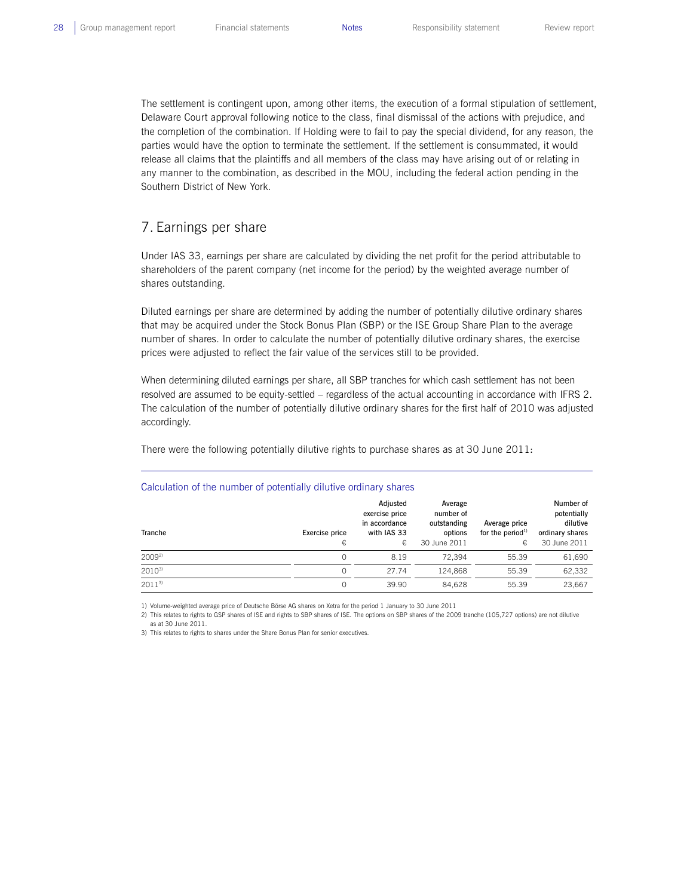The settlement is contingent upon, among other items, the execution of a formal stipulation of settlement, Delaware Court approval following notice to the class, final dismissal of the actions with prejudice, and the completion of the combination. If Holding were to fail to pay the special dividend, for any reason, the parties would have the option to terminate the settlement. If the settlement is consummated, it would release all claims that the plaintiffs and all members of the class may have arising out of or relating in any manner to the combination, as described in the MOU, including the federal action pending in the Southern District of New York.

## 7. Earnings per share

Under IAS 33, earnings per share are calculated by dividing the net profit for the period attributable to shareholders of the parent company (net income for the period) by the weighted average number of shares outstanding.

Diluted earnings per share are determined by adding the number of potentially dilutive ordinary shares that may be acquired under the Stock Bonus Plan (SBP) or the ISE Group Share Plan to the average number of shares. In order to calculate the number of potentially dilutive ordinary shares, the exercise prices were adjusted to reflect the fair value of the services still to be provided.

When determining diluted earnings per share, all SBP tranches for which cash settlement has not been resolved are assumed to be equity-settled – regardless of the actual accounting in accordance with IFRS 2. The calculation of the number of potentially dilutive ordinary shares for the first half of 2010 was adjusted accordingly.

There were the following potentially dilutive rights to purchase shares as at 30 June 2011:

### Calculation of the number of potentially dilutive ordinary shares

| Tranche | Exercise price € | Adjusted exercise price in accordance with IAS 33 € | Average number of outstanding options 30 June 2011 | Average price for the period[1] € | Number of potentially dilutive ordinary shares 30 June 2011 |
|---|---|---|---|---|---|
| 2009[2] | 0 | 8.19 | 72,394 | 55.39 | 61,690 |
| 2010[3] | 0 | 27.74 | 124,868 | 55.39 | 62,332 |
| 2011[3] | 0 | 39.90 | 84,628 | 55.39 | 23,667 |

1) Volume-weighted average price of Deutsche Börse AG shares on Xetra for the period 1 January to 30 June 2011

2) This relates to rights to GSP shares of ISE and rights to SBP shares of ISE. The options on SBP shares of the 2009 tranche (105,727 options) are not dilutive as at 30 June 2011.

3) This relates to rights to shares under the Share Bonus Plan for senior executives.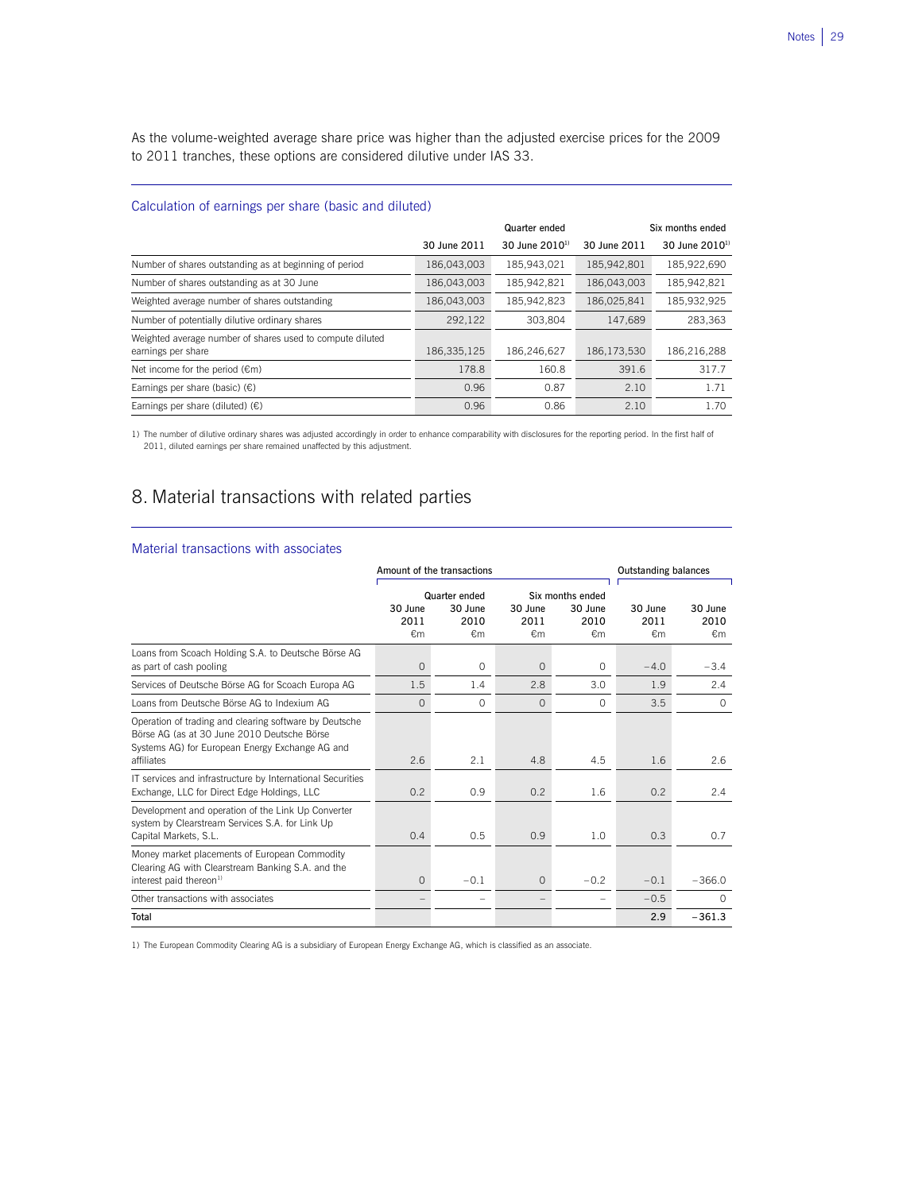As the volume-weighted average share price was higher than the adjusted exercise prices for the 2009 to 2011 tranches, these options are considered dilutive under IAS 33.

### Calculation of earnings per share (basic and diluted)

| | Quarter ended | | Six months ended | |
|---|---|---|---|---|
| | 30 June 2011 | 30 June 2010[1] | 30 June 2011 | 30 June 2010[1] |
| Number of shares outstanding as at beginning of period | 186,043,003 | 185,943,021 | 185,942,801 | 185,922,690 |
| Number of shares outstanding as at 30 June | 186,043,003 | 185,942,821 | 186,043,003 | 185,942,821 |
| Weighted average number of shares outstanding | 186,043,003 | 185,942,823 | 186,025,841 | 185,932,925 |
| Number of potentially dilutive ordinary shares | 292,122 | 303,804 | 147,689 | 283,363 |
| Weighted average number of shares used to compute diluted earnings per share | 186,335,125 | 186,246,627 | 186,173,530 | 186,216,288 |
| Net income for the period (€m) | 178.8 | 160.8 | 391.6 | 317.7 |
| Earnings per share (basic) (€) | 0.96 | 0.87 | 2.10 | 1.71 |
| Earnings per share (diluted) (€) | 0.96 | 0.86 | 2.10 | 1.70 |

1) The number of dilutive ordinary shares was adjusted accordingly in order to enhance comparability with disclosures for the reporting period. In the first half of 2011, diluted earnings per share remained unaffected by this adjustment.

## 8. Material transactions with related parties

### Material transactions with associates

| | Amount of the transactions | | | | Outstanding balances | |
|---|---|---|---|---|---|---|
| | Quarter ended | | Six months ended | | | |
| | 30 June 2011 €m | 30 June 2010 €m | 30 June 2011 €m | 30 June 2010 €m | 30 June 2011 €m | 30 June 2010 €m |
| Loans from Scoach Holding S.A. to Deutsche Börse AG as part of cash pooling | 0 | 0 | 0 | 0 | −4.0 | −3.4 |
| Services of Deutsche Börse AG for Scoach Europa AG | 1.5 | 1.4 | 2.8 | 3.0 | 1.9 | 2.4 |
| Loans from Deutsche Börse AG to Indexium AG | 0 | 0 | 0 | 0 | 3.5 | 0 |
| Operation of trading and clearing software by Deutsche Börse AG (as at 30 June 2010 Deutsche Börse Systems AG) for European Energy Exchange AG and affiliates | 2.6 | 2.1 | 4.8 | 4.5 | 1.6 | 2.6 |
| IT services and infrastructure by International Securities Exchange, LLC for Direct Edge Holdings, LLC | 0.2 | 0.9 | 0.2 | 1.6 | 0.2 | 2.4 |
| Development and operation of the Link Up Converter system by Clearstream Services S.A. for Link Up Capital Markets, S.L. | 0.4 | 0.5 | 0.9 | 1.0 | 0.3 | 0.7 |
| Money market placements of European Commodity Clearing AG with Clearstream Banking S.A. and the interest paid thereon[1] | 0 | −0.1 | 0 | −0.2 | −0.1 | −366.0 |
| Other transactions with associates | – | – | – | – | −0.5 | 0 |
| **Total** | | | | | **2.9** | **−361.3** |

1) The European Commodity Clearing AG is a subsidiary of European Energy Exchange AG, which is classified as an associate.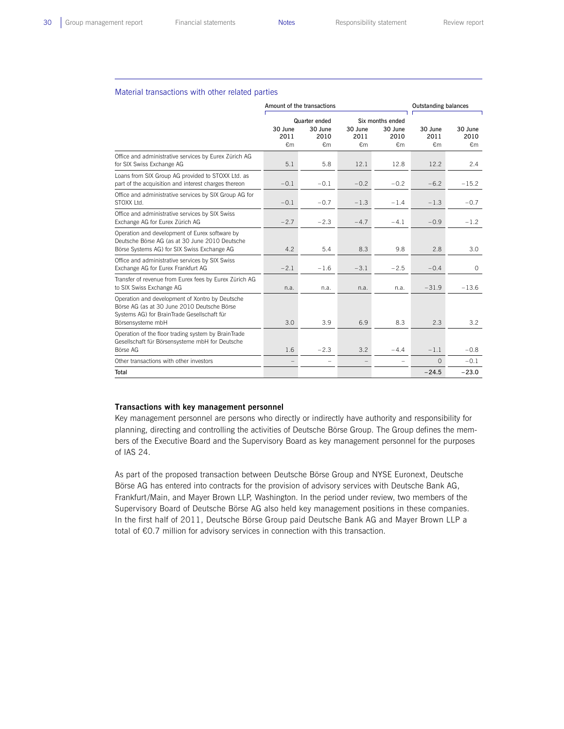## Material transactions with other related parties

| | Amount of the transactions | | | | Outstanding balances | |
|---|---|---|---|---|---|---|
| | Quarter ended | | Six months ended | | | |
| | 30 June 2011 €m | 30 June 2010 €m | 30 June 2011 €m | 30 June 2010 €m | 30 June 2011 €m | 30 June 2010 €m |
| Office and administrative services by Eurex Zürich AG for SIX Swiss Exchange AG | 5.1 | 5.8 | 12.1 | 12.8 | 12.2 | 2.4 |
| Loans from SIX Group AG provided to STOXX Ltd. as part of the acquisition and interest charges thereon | –0.1 | –0.1 | –0.2 | –0.2 | –6.2 | –15.2 |
| Office and administrative services by SIX Group AG for STOXX Ltd. | –0.1 | –0.7 | –1.3 | –1.4 | –1.3 | –0.7 |
| Office and administrative services by SIX Swiss Exchange AG for Eurex Zürich AG | –2.7 | –2.3 | –4.7 | –4.1 | –0.9 | –1.2 |
| Operation and development of Eurex software by Deutsche Börse AG (as at 30 June 2010 Deutsche Börse Systems AG) for SIX Swiss Exchange AG | 4.2 | 5.4 | 8.3 | 9.8 | 2.8 | 3.0 |
| Office and administrative services by SIX Swiss Exchange AG for Eurex Frankfurt AG | –2.1 | –1.6 | –3.1 | –2.5 | –0.4 | 0 |
| Transfer of revenue from Eurex fees by Eurex Zürich AG to SIX Swiss Exchange AG | n.a. | n.a. | n.a. | n.a. | –31.9 | –13.6 |
| Operation and development of Xontro by Deutsche Börse AG (as at 30 June 2010 Deutsche Börse Systems AG) for BrainTrade Gesellschaft für Börsensysteme mbH | 3.0 | 3.9 | 6.9 | 8.3 | 2.3 | 3.2 |
| Operation of the floor trading system by BrainTrade Gesellschaft für Börsensysteme mbH for Deutsche Börse AG | 1.6 | –2.3 | 3.2 | –4.4 | –1.1 | –0.8 |
| Other transactions with other investors | – | – | – | – | 0 | –0.1 |
| **Total** | | | | | **–24.5** | **–23.0** |

**Transactions with key management personnel**

Key management personnel are persons who directly or indirectly have authority and responsibility for planning, directing and controlling the activities of Deutsche Börse Group. The Group defines the members of the Executive Board and the Supervisory Board as key management personnel for the purposes of IAS 24.

As part of the proposed transaction between Deutsche Börse Group and NYSE Euronext, Deutsche Börse AG has entered into contracts for the provision of advisory services with Deutsche Bank AG, Frankfurt/Main, and Mayer Brown LLP, Washington. In the period under review, two members of the Supervisory Board of Deutsche Börse AG also held key management positions in these companies. In the first half of 2011, Deutsche Börse Group paid Deutsche Bank AG and Mayer Brown LLP a total of €0.7 million for advisory services in connection with this transaction.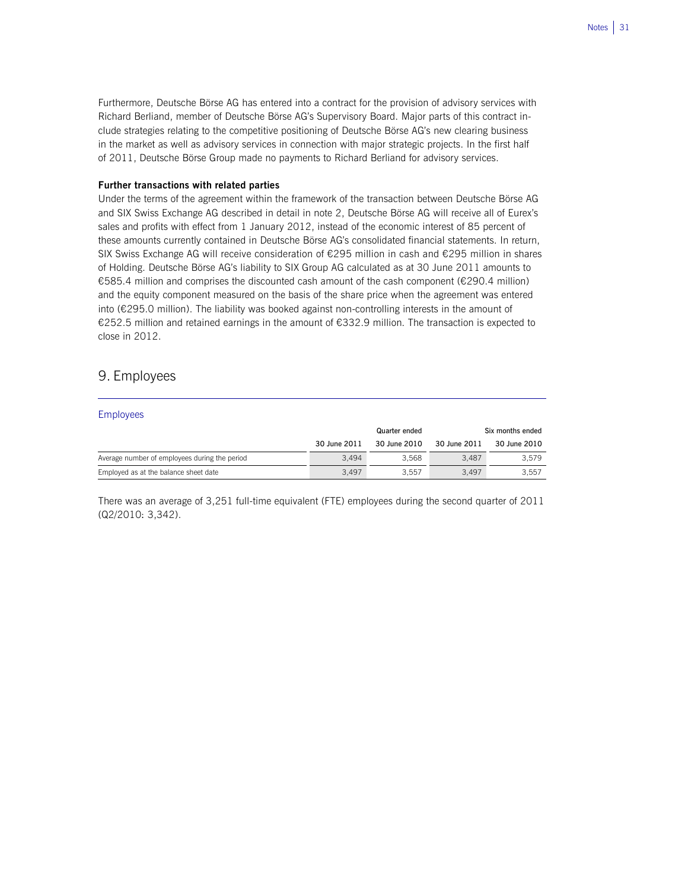Furthermore, Deutsche Börse AG has entered into a contract for the provision of advisory services with Richard Berliand, member of Deutsche Börse AG's Supervisory Board. Major parts of this contract include strategies relating to the competitive positioning of Deutsche Börse AG's new clearing business in the market as well as advisory services in connection with major strategic projects. In the first half of 2011, Deutsche Börse Group made no payments to Richard Berliand for advisory services.

**Further transactions with related parties**

Under the terms of the agreement within the framework of the transaction between Deutsche Börse AG and SIX Swiss Exchange AG described in detail in note 2, Deutsche Börse AG will receive all of Eurex's sales and profits with effect from 1 January 2012, instead of the economic interest of 85 percent of these amounts currently contained in Deutsche Börse AG's consolidated financial statements. In return, SIX Swiss Exchange AG will receive consideration of €295 million in cash and €295 million in shares of Holding. Deutsche Börse AG's liability to SIX Group AG calculated as at 30 June 2011 amounts to €585.4 million and comprises the discounted cash amount of the cash component (€290.4 million) and the equity component measured on the basis of the share price when the agreement was entered into (€295.0 million). The liability was booked against non-controlling interests in the amount of €252.5 million and retained earnings in the amount of €332.9 million. The transaction is expected to close in 2012.

## 9. Employees

Employees

| | Quarter ended | | Six months ended | |
|---|---|---|---|---|
| | 30 June 2011 | 30 June 2010 | 30 June 2011 | 30 June 2010 |
| Average number of employees during the period | 3,494 | 3,568 | 3,487 | 3,579 |
| Employed as at the balance sheet date | 3,497 | 3,557 | 3,497 | 3,557 |

There was an average of 3,251 full-time equivalent (FTE) employees during the second quarter of 2011 (Q2/2010: 3,342).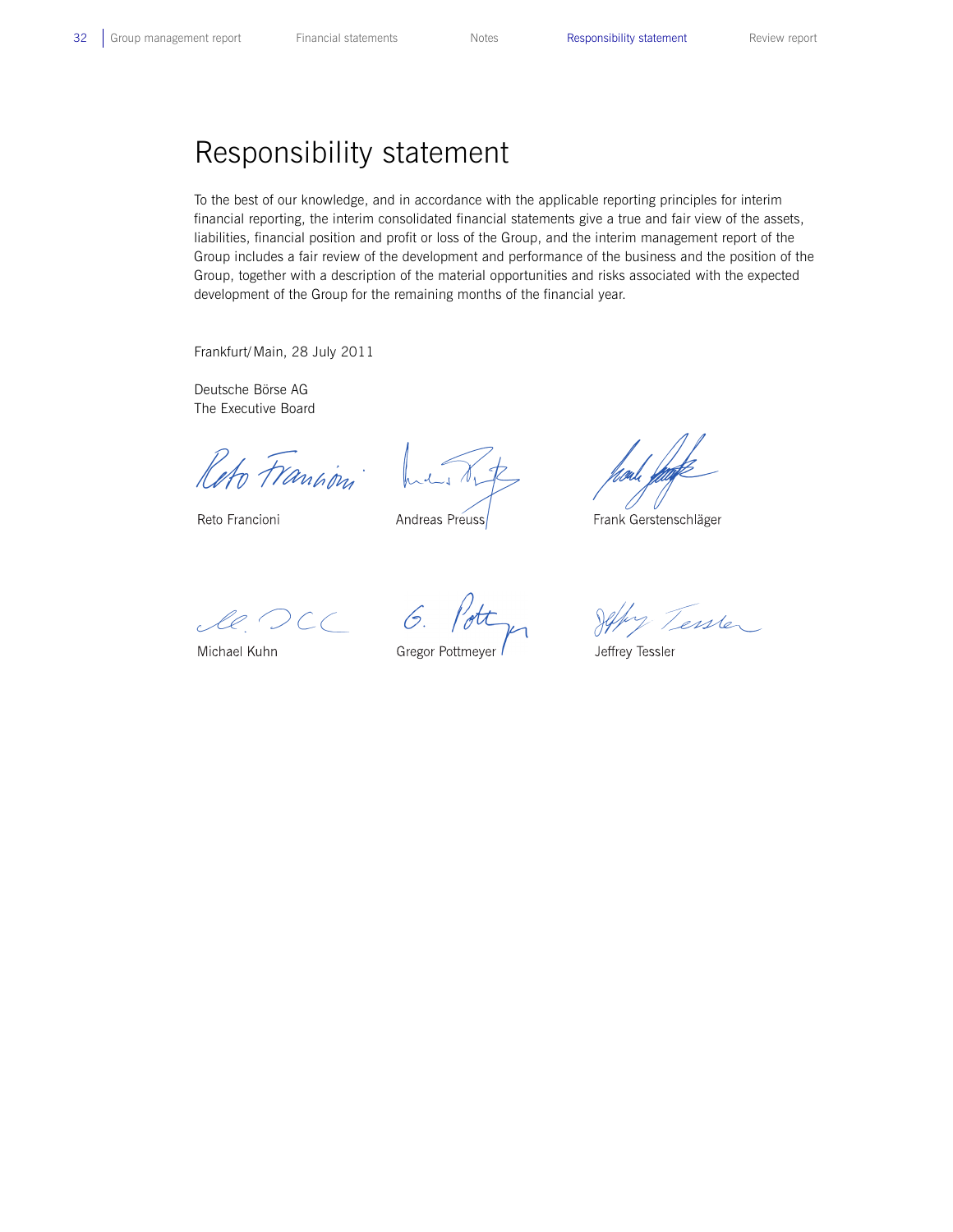# Responsibility statement

To the best of our knowledge, and in accordance with the applicable reporting principles for interim financial reporting, the interim consolidated financial statements give a true and fair view of the assets, liabilities, financial position and profit or loss of the Group, and the interim management report of the Group includes a fair review of the development and performance of the business and the position of the Group, together with a description of the material opportunities and risks associated with the expected development of the Group for the remaining months of the financial year.

Frankfurt/Main, 28 July 2011

Deutsche Börse AG
The Executive Board

Reto Francioni

Andreas Preuss

Frank Gerstenschläger

Michael Kuhn

Gregor Pottmeyer

Jeffrey Tessler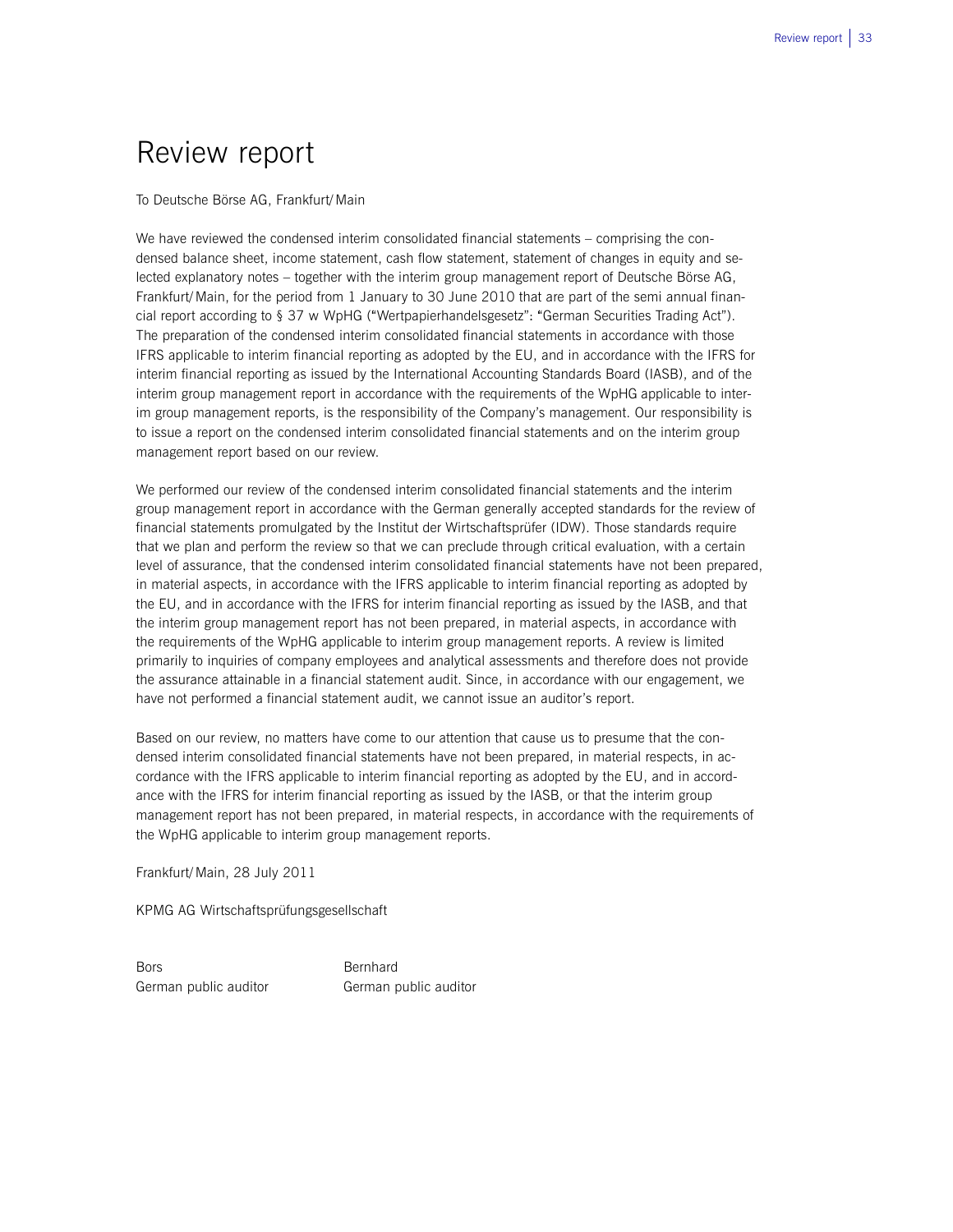# Review report

To Deutsche Börse AG, Frankfurt/Main

We have reviewed the condensed interim consolidated financial statements – comprising the condensed balance sheet, income statement, cash flow statement, statement of changes in equity and selected explanatory notes – together with the interim group management report of Deutsche Börse AG, Frankfurt/Main, for the period from 1 January to 30 June 2010 that are part of the semi annual financial report according to § 37 w WpHG ("Wertpapierhandelsgesetz": "German Securities Trading Act"). The preparation of the condensed interim consolidated financial statements in accordance with those IFRS applicable to interim financial reporting as adopted by the EU, and in accordance with the IFRS for interim financial reporting as issued by the International Accounting Standards Board (IASB), and of the interim group management report in accordance with the requirements of the WpHG applicable to interim group management reports, is the responsibility of the Company's management. Our responsibility is to issue a report on the condensed interim consolidated financial statements and on the interim group management report based on our review.

We performed our review of the condensed interim consolidated financial statements and the interim group management report in accordance with the German generally accepted standards for the review of financial statements promulgated by the Institut der Wirtschaftsprüfer (IDW). Those standards require that we plan and perform the review so that we can preclude through critical evaluation, with a certain level of assurance, that the condensed interim consolidated financial statements have not been prepared, in material aspects, in accordance with the IFRS applicable to interim financial reporting as adopted by the EU, and in accordance with the IFRS for interim financial reporting as issued by the IASB, and that the interim group management report has not been prepared, in material aspects, in accordance with the requirements of the WpHG applicable to interim group management reports. A review is limited primarily to inquiries of company employees and analytical assessments and therefore does not provide the assurance attainable in a financial statement audit. Since, in accordance with our engagement, we have not performed a financial statement audit, we cannot issue an auditor's report.

Based on our review, no matters have come to our attention that cause us to presume that the condensed interim consolidated financial statements have not been prepared, in material respects, in accordance with the IFRS applicable to interim financial reporting as adopted by the EU, and in accordance with the IFRS for interim financial reporting as issued by the IASB, or that the interim group management report has not been prepared, in material respects, in accordance with the requirements of the WpHG applicable to interim group management reports.

Frankfurt/Main, 28 July 2011

KPMG AG Wirtschaftsprüfungsgesellschaft

| Bors | Bernhard |
|---|---|
| German public auditor | German public auditor |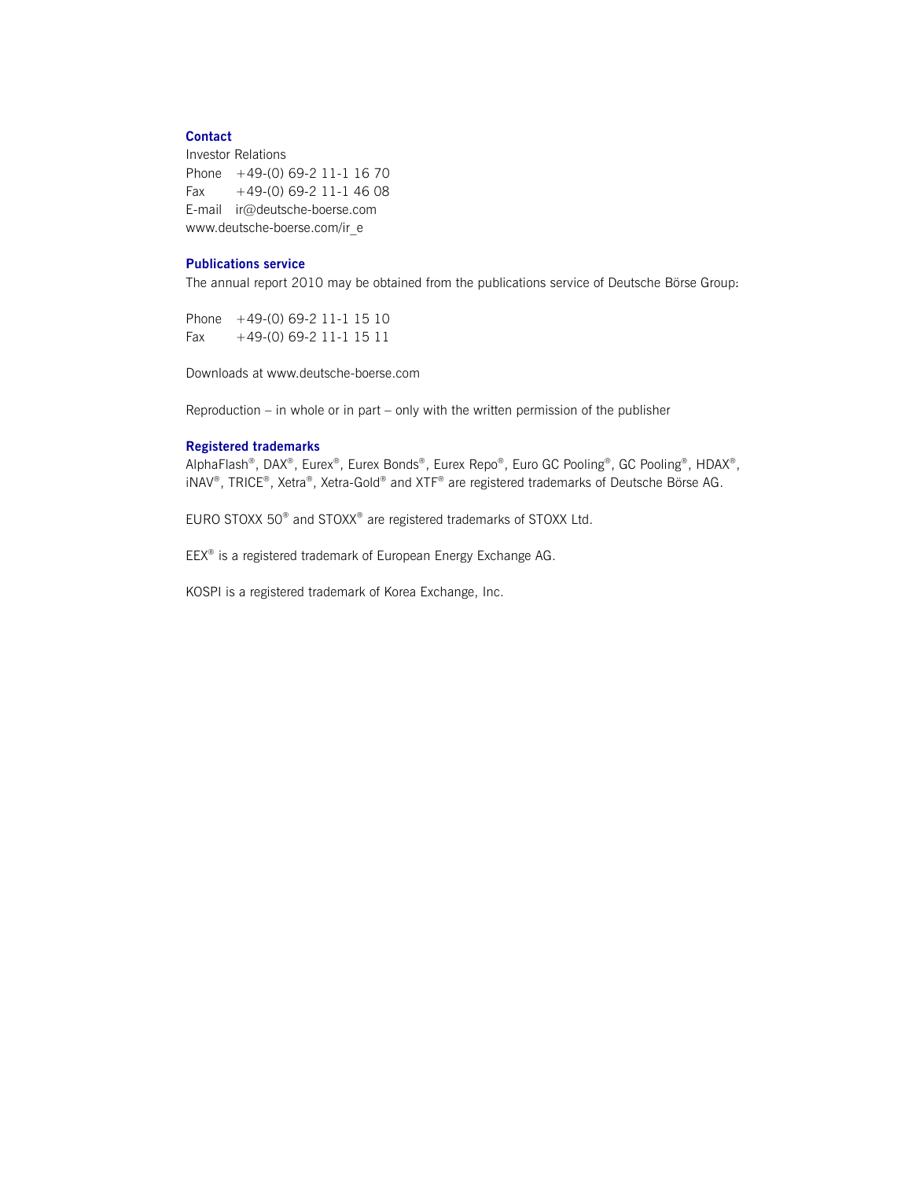## Contact

Investor Relations
Phone +49-(0) 69-2 11-1 16 70
Fax +49-(0) 69-2 11-1 46 08
E-mail ir@deutsche-boerse.com
www.deutsche-boerse.com/ir_e

## Publications service

The annual report 2010 may be obtained from the publications service of Deutsche Börse Group:

Phone +49-(0) 69-2 11-1 15 10
Fax +49-(0) 69-2 11-1 15 11

Downloads at www.deutsche-boerse.com

Reproduction – in whole or in part – only with the written permission of the publisher

## Registered trademarks

AlphaFlash®, DAX®, Eurex®, Eurex Bonds®, Eurex Repo®, Euro GC Pooling®, GC Pooling®, HDAX®, iNAV®, TRICE®, Xetra®, Xetra-Gold® and XTF® are registered trademarks of Deutsche Börse AG.

EURO STOXX 50® and STOXX® are registered trademarks of STOXX Ltd.

EEX® is a registered trademark of European Energy Exchange AG.

KOSPI is a registered trademark of Korea Exchange, Inc.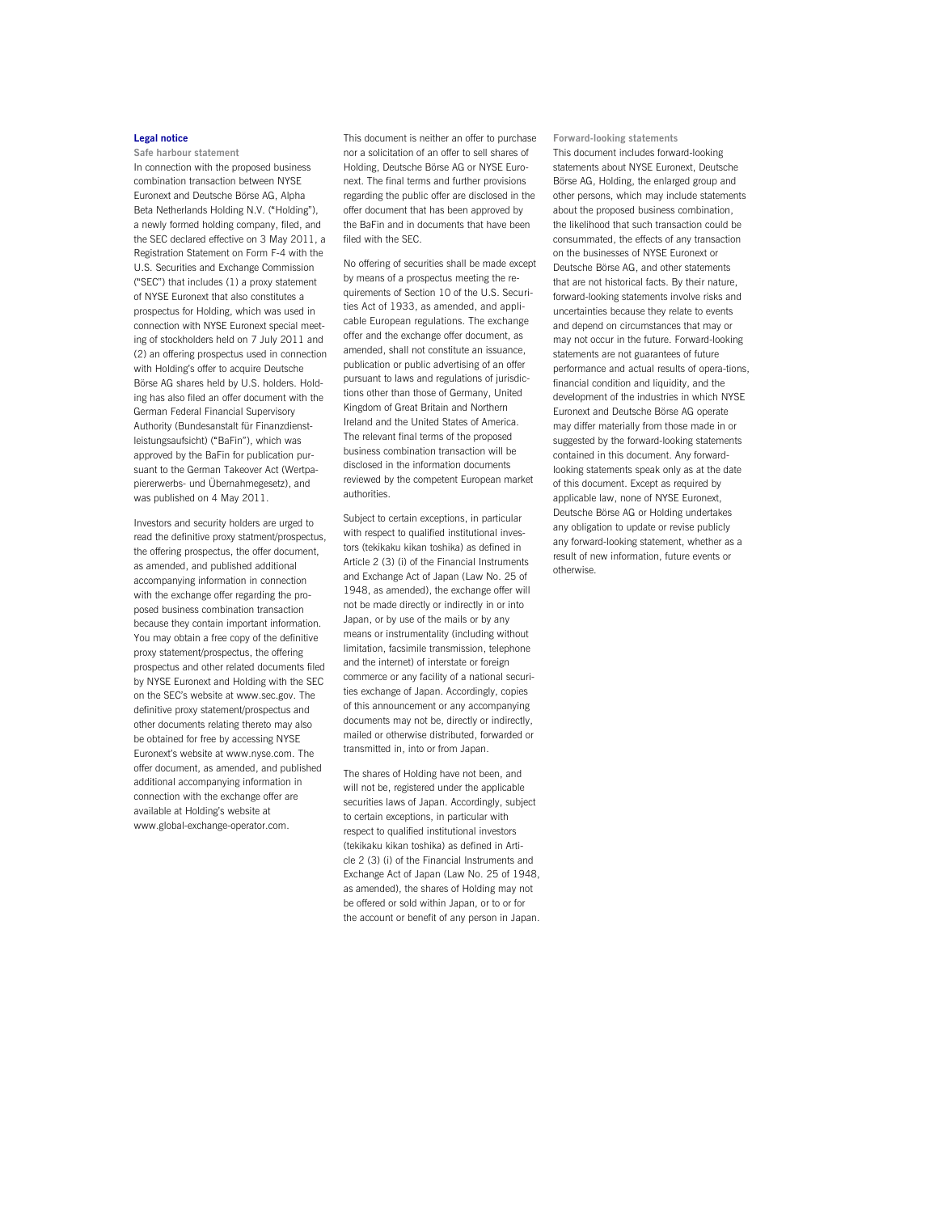## Legal notice

### Safe harbour statement

In connection with the proposed business combination transaction between NYSE Euronext and Deutsche Börse AG, Alpha Beta Netherlands Holding N.V. ("Holding"), a newly formed holding company, filed, and the SEC declared effective on 3 May 2011, a Registration Statement on Form F-4 with the U.S. Securities and Exchange Commission ("SEC") that includes (1) a proxy statement of NYSE Euronext that also constitutes a prospectus for Holding, which was used in connection with NYSE Euronext special meeting of stockholders held on 7 July 2011 and (2) an offering prospectus used in connection with Holding's offer to acquire Deutsche Börse AG shares held by U.S. holders. Holding has also filed an offer document with the German Federal Financial Supervisory Authority (Bundesanstalt für Finanzdienstleistungsaufsicht) ("BaFin"), which was approved by the BaFin for publication pursuant to the German Takeover Act (Wertpapiererwerbs- und Übernahmegesetz), and was published on 4 May 2011.

Investors and security holders are urged to read the definitive proxy statment/prospectus, the offering prospectus, the offer document, as amended, and published additional accompanying information in connection with the exchange offer regarding the proposed business combination transaction because they contain important information. You may obtain a free copy of the definitive proxy statement/prospectus, the offering prospectus and other related documents filed by NYSE Euronext and Holding with the SEC on the SEC's website at www.sec.gov. The definitive proxy statement/prospectus and other documents relating thereto may also be obtained for free by accessing NYSE Euronext's website at www.nyse.com. The offer document, as amended, and published additional accompanying information in connection with the exchange offer are available at Holding's website at www.global-exchange-operator.com.

This document is neither an offer to purchase nor a solicitation of an offer to sell shares of Holding, Deutsche Börse AG or NYSE Euronext. The final terms and further provisions regarding the public offer are disclosed in the offer document that has been approved by the BaFin and in documents that have been filed with the SEC.

No offering of securities shall be made except by means of a prospectus meeting the requirements of Section 10 of the U.S. Securities Act of 1933, as amended, and applicable European regulations. The exchange offer and the exchange offer document, as amended, shall not constitute an issuance, publication or public advertising of an offer pursuant to laws and regulations of jurisdictions other than those of Germany, United Kingdom of Great Britain and Northern Ireland and the United States of America. The relevant final terms of the proposed business combination transaction will be disclosed in the information documents reviewed by the competent European market authorities.

Subject to certain exceptions, in particular with respect to qualified institutional investors (tekikaku kikan toshika) as defined in Article 2 (3) (i) of the Financial Instruments and Exchange Act of Japan (Law No. 25 of 1948, as amended), the exchange offer will not be made directly or indirectly in or into Japan, or by use of the mails or by any means or instrumentality (including without limitation, facsimile transmission, telephone and the internet) of interstate or foreign commerce or any facility of a national securities exchange of Japan. Accordingly, copies of this announcement or any accompanying documents may not be, directly or indirectly, mailed or otherwise distributed, forwarded or transmitted in, into or from Japan.

The shares of Holding have not been, and will not be, registered under the applicable securities laws of Japan. Accordingly, subject to certain exceptions, in particular with respect to qualified institutional investors (tekikaku kikan toshika) as defined in Article 2 (3) (i) of the Financial Instruments and Exchange Act of Japan (Law No. 25 of 1948, as amended), the shares of Holding may not be offered or sold within Japan, or to or for the account or benefit of any person in Japan.

### Forward-looking statements

This document includes forward-looking statements about NYSE Euronext, Deutsche Börse AG, Holding, the enlarged group and other persons, which may include statements about the proposed business combination, the likelihood that such transaction could be consummated, the effects of any transaction on the businesses of NYSE Euronext or Deutsche Börse AG, and other statements that are not historical facts. By their nature, forward-looking statements involve risks and uncertainties because they relate to events and depend on circumstances that may or may not occur in the future. Forward-looking statements are not guarantees of future performance and actual results of operations, financial condition and liquidity, and the development of the industries in which NYSE Euronext and Deutsche Börse AG operate may differ materially from those made in or suggested by the forward-looking statements contained in this document. Any forward-looking statements speak only as at the date of this document. Except as required by applicable law, none of NYSE Euronext, Deutsche Börse AG or Holding undertakes any obligation to update or revise publicly any forward-looking statement, whether as a result of new information, future events or otherwise.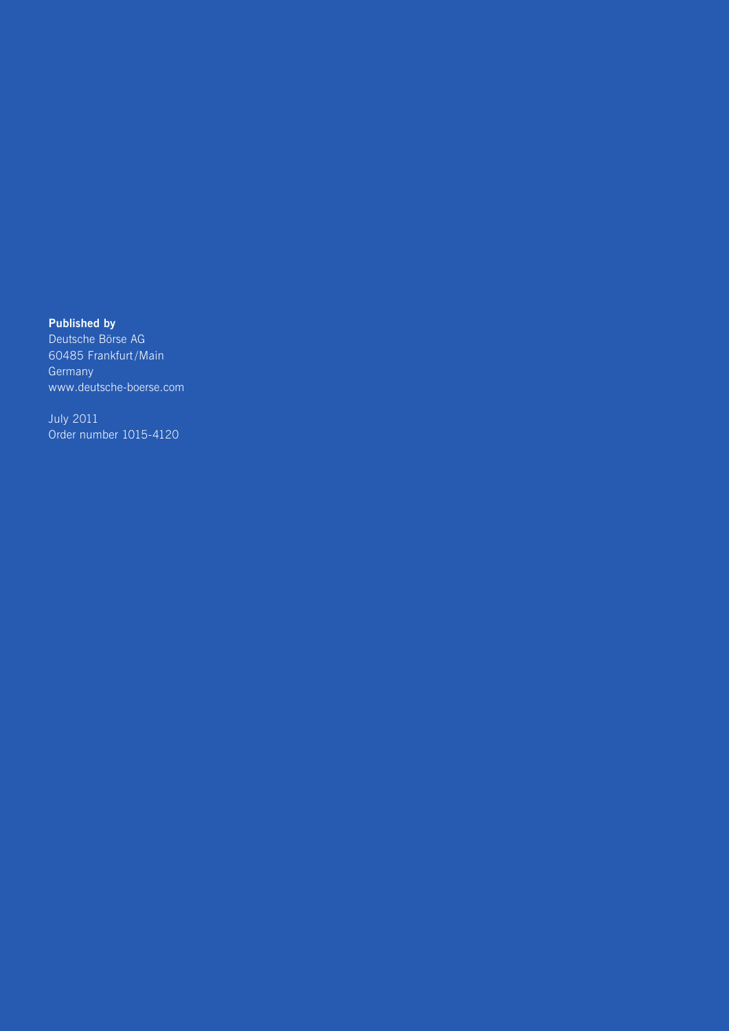**Published by**
Deutsche Börse AG
60485 Frankfurt/Main
Germany
www.deutsche-boerse.com

July 2011
Order number 1015-4120